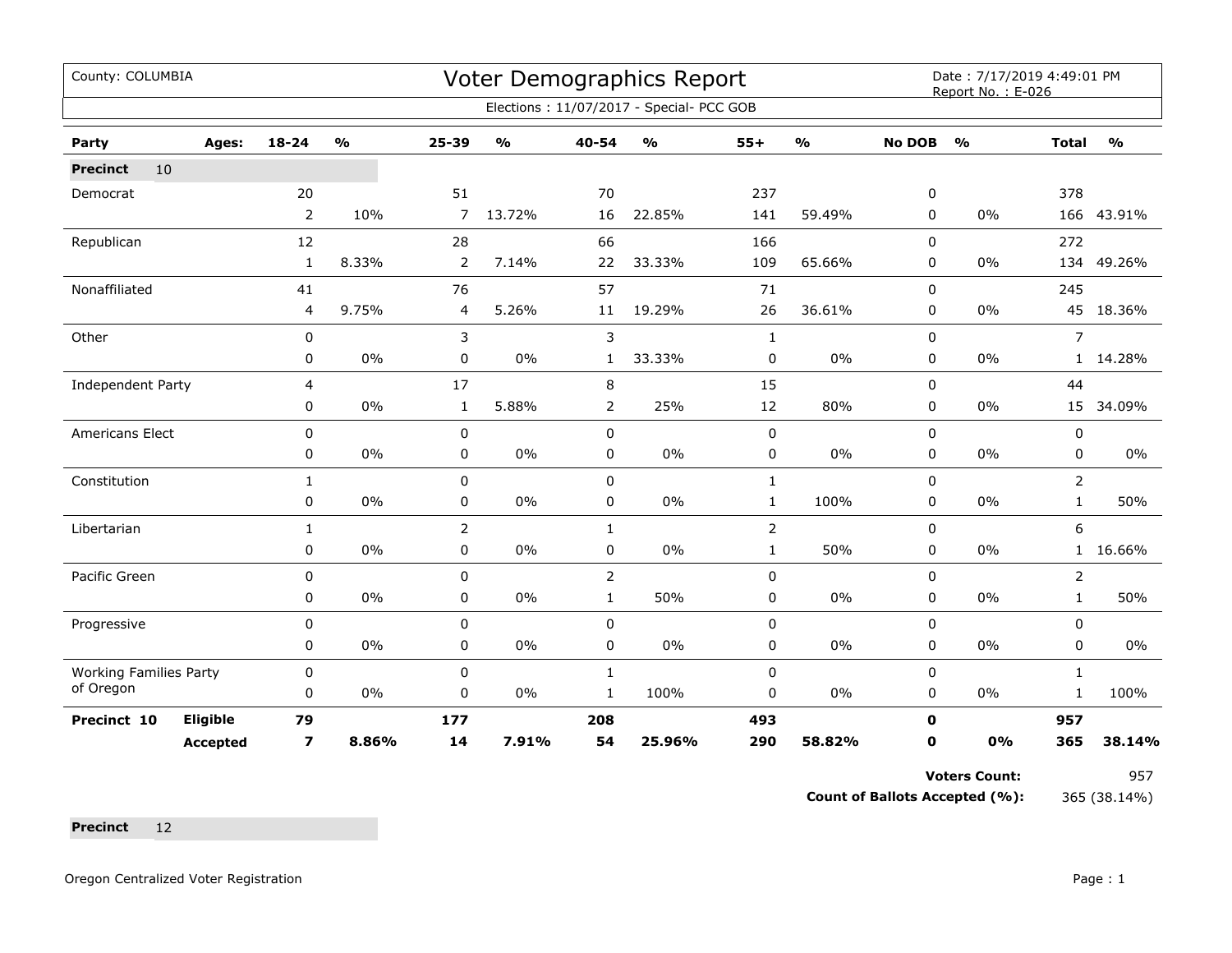County: COLUMBIA

# Voter Demographics Report

Date : 7/17/2019 4:49:01 PM
Report No. : E-026

Elections : 11/07/2017 - Special- PCC GOB

| Party | Ages: | 18-24 | % | 25-39 | % | 40-54 | % | 55+ | % | No DOB | % | Total | % |
|---|---|---|---|---|---|---|---|---|---|---|---|---|---|
| **Precinct** 10 | | | | | | | | | | | | | |
| Democrat | | 20 | | 51 | | 70 | | 237 | | 0 | | 378 | |
| | | 2 | 10% | 7 | 13.72% | 16 | 22.85% | 141 | 59.49% | 0 | 0% | 166 | 43.91% |
| Republican | | 12 | | 28 | | 66 | | 166 | | 0 | | 272 | |
| | | 1 | 8.33% | 2 | 7.14% | 22 | 33.33% | 109 | 65.66% | 0 | 0% | 134 | 49.26% |
| Nonaffiliated | | 41 | | 76 | | 57 | | 71 | | 0 | | 245 | |
| | | 4 | 9.75% | 4 | 5.26% | 11 | 19.29% | 26 | 36.61% | 0 | 0% | 45 | 18.36% |
| Other | | 0 | | 3 | | 3 | | 1 | | 0 | | 7 | |
| | | 0 | 0% | 0 | 0% | 1 | 33.33% | 0 | 0% | 0 | 0% | 1 | 14.28% |
| Independent Party | | 4 | | 17 | | 8 | | 15 | | 0 | | 44 | |
| | | 0 | 0% | 1 | 5.88% | 2 | 25% | 12 | 80% | 0 | 0% | 15 | 34.09% |
| Americans Elect | | 0 | | 0 | | 0 | | 0 | | 0 | | 0 | |
| | | 0 | 0% | 0 | 0% | 0 | 0% | 0 | 0% | 0 | 0% | 0 | 0% |
| Constitution | | 1 | | 0 | | 0 | | 1 | | 0 | | 2 | |
| | | 0 | 0% | 0 | 0% | 0 | 0% | 1 | 100% | 0 | 0% | 1 | 50% |
| Libertarian | | 1 | | 2 | | 1 | | 2 | | 0 | | 6 | |
| | | 0 | 0% | 0 | 0% | 0 | 0% | 1 | 50% | 0 | 0% | 1 | 16.66% |
| Pacific Green | | 0 | | 0 | | 2 | | 0 | | 0 | | 2 | |
| | | 0 | 0% | 0 | 0% | 1 | 50% | 0 | 0% | 0 | 0% | 1 | 50% |
| Progressive | | 0 | | 0 | | 0 | | 0 | | 0 | | 0 | |
| | | 0 | 0% | 0 | 0% | 0 | 0% | 0 | 0% | 0 | 0% | 0 | 0% |
| Working Families Party of Oregon | | 0 | | 0 | | 1 | | 0 | | 0 | | 1 | |
| | | 0 | 0% | 0 | 0% | 1 | 100% | 0 | 0% | 0 | 0% | 1 | 100% |
| **Precinct 10** | **Eligible** | **79** | | **177** | | **208** | | **493** | | **0** | | **957** | |
| | **Accepted** | **7** | **8.86%** | **14** | **7.91%** | **54** | **25.96%** | **290** | **58.82%** | **0** | **0%** | **365** | **38.14%** |

**Voters Count:** 957

**Count of Ballots Accepted (%):** 365 (38.14%)

**Precinct** 12

Oregon Centralized Voter Registration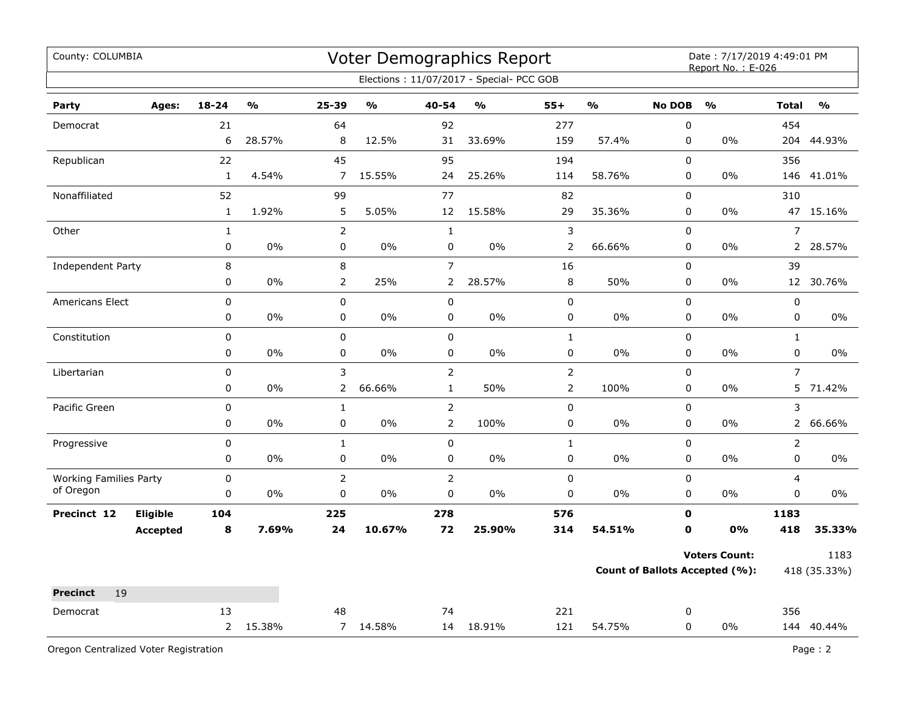County: COLUMBIA

# Voter Demographics Report

Date : 7/17/2019 4:49:01 PM
Report No. : E-026

Elections : 11/07/2017 - Special- PCC GOB

| Party | Ages: | 18-24 | % | 25-39 | % | 40-54 | % | 55+ | % | No DOB | % | Total | % |
|---|---|---|---|---|---|---|---|---|---|---|---|---|---|
| Democrat | | 21 | | 64 | | 92 | | 277 | | 0 | | 454 | |
| | | 6 | 28.57% | 8 | 12.5% | 31 | 33.69% | 159 | 57.4% | 0 | 0% | 204 | 44.93% |
| Republican | | 22 | | 45 | | 95 | | 194 | | 0 | | 356 | |
| | | 1 | 4.54% | 7 | 15.55% | 24 | 25.26% | 114 | 58.76% | 0 | 0% | 146 | 41.01% |
| Nonaffiliated | | 52 | | 99 | | 77 | | 82 | | 0 | | 310 | |
| | | 1 | 1.92% | 5 | 5.05% | 12 | 15.58% | 29 | 35.36% | 0 | 0% | 47 | 15.16% |
| Other | | 1 | | 2 | | 1 | | 3 | | 0 | | 7 | |
| | | 0 | 0% | 0 | 0% | 0 | 0% | 2 | 66.66% | 0 | 0% | 2 | 28.57% |
| Independent Party | | 8 | | 8 | | 7 | | 16 | | 0 | | 39 | |
| | | 0 | 0% | 2 | 25% | 2 | 28.57% | 8 | 50% | 0 | 0% | 12 | 30.76% |
| Americans Elect | | 0 | | 0 | | 0 | | 0 | | 0 | | 0 | |
| | | 0 | 0% | 0 | 0% | 0 | 0% | 0 | 0% | 0 | 0% | 0 | 0% |
| Constitution | | 0 | | 0 | | 0 | | 1 | | 0 | | 1 | |
| | | 0 | 0% | 0 | 0% | 0 | 0% | 0 | 0% | 0 | 0% | 0 | 0% |
| Libertarian | | 0 | | 3 | | 2 | | 2 | | 0 | | 7 | |
| | | 0 | 0% | 2 | 66.66% | 1 | 50% | 2 | 100% | 0 | 0% | 5 | 71.42% |
| Pacific Green | | 0 | | 1 | | 2 | | 0 | | 0 | | 3 | |
| | | 0 | 0% | 0 | 0% | 2 | 100% | 0 | 0% | 0 | 0% | 2 | 66.66% |
| Progressive | | 0 | | 1 | | 0 | | 1 | | 0 | | 2 | |
| | | 0 | 0% | 0 | 0% | 0 | 0% | 0 | 0% | 0 | 0% | 0 | 0% |
| Working Families Party of Oregon | | 0 | | 2 | | 2 | | 0 | | 0 | | 4 | |
| | | 0 | 0% | 0 | 0% | 0 | 0% | 0 | 0% | 0 | 0% | 0 | 0% |
| **Precinct 12** | **Eligible** | **104** | | **225** | | **278** | | **576** | | **0** | | **1183** | |
| | **Accepted** | **8** | **7.69%** | **24** | **10.67%** | **72** | **25.90%** | **314** | **54.51%** | **0** | **0%** | **418** | **35.33%** |

**Voters Count:** 1183

**Count of Ballots Accepted (%):** 418 (35.33%)

**Precinct** 19

| Party | Ages: | 18-24 | % | 25-39 | % | 40-54 | % | 55+ | % | No DOB | % | Total | % |
|---|---|---|---|---|---|---|---|---|---|---|---|---|---|
| Democrat | | 13 | | 48 | | 74 | | 221 | | 0 | | 356 | |
| | | 2 | 15.38% | 7 | 14.58% | 14 | 18.91% | 121 | 54.75% | 0 | 0% | 144 | 40.44% |

Oregon Centralized Voter Registration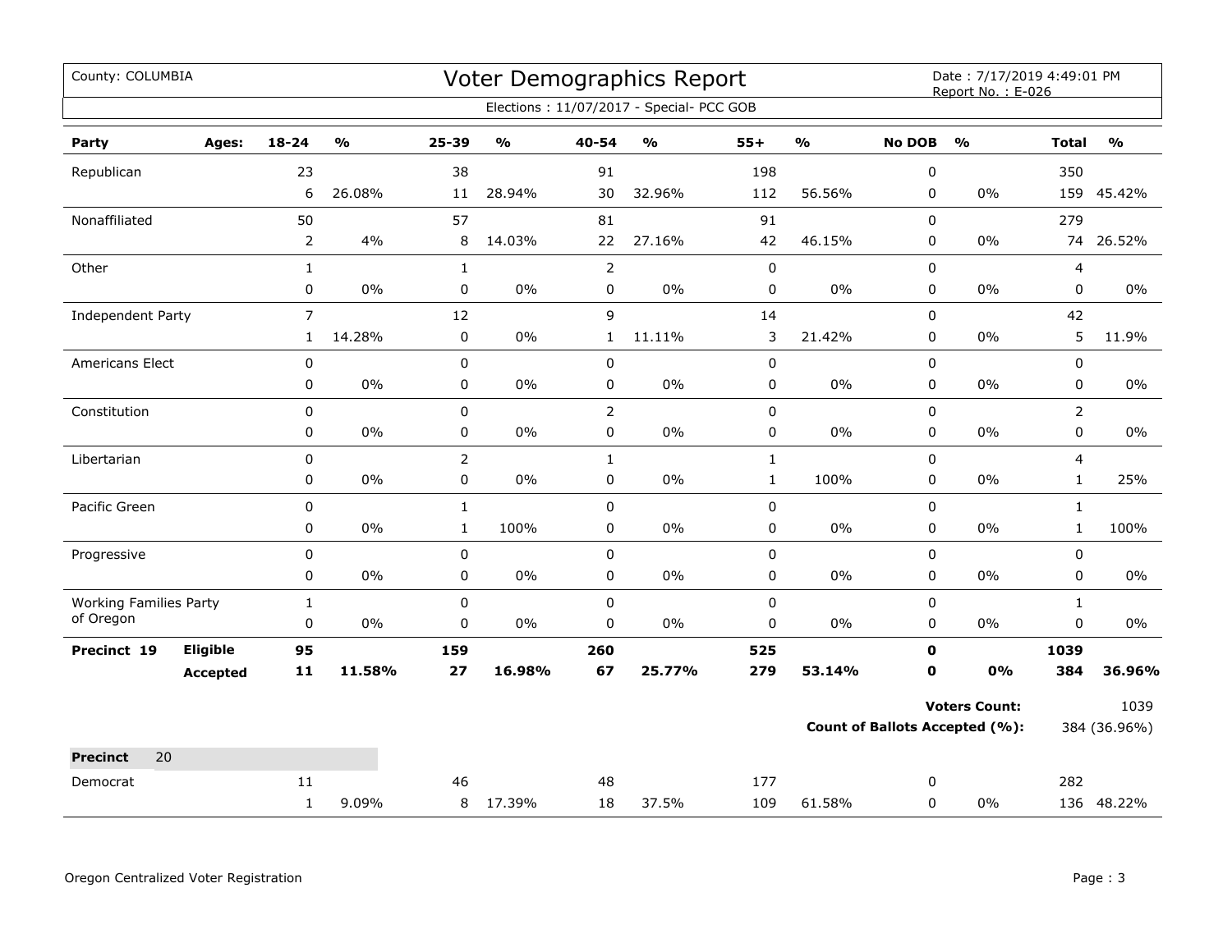County: COLUMBIA

# Voter Demographics Report

Date : 7/17/2019 4:49:01 PM
Report No. : E-026

Elections : 11/07/2017 - Special- PCC GOB

| Party | Ages: | 18-24 | % | 25-39 | % | 40-54 | % | 55+ | % | No DOB | % | Total | % |
|---|---|---|---|---|---|---|---|---|---|---|---|---|---|
| Republican | | 23 | | 38 | | 91 | | 198 | | 0 | | 350 | |
| | | 6 | 26.08% | 11 | 28.94% | 30 | 32.96% | 112 | 56.56% | 0 | 0% | 159 | 45.42% |
| Nonaffiliated | | 50 | | 57 | | 81 | | 91 | | 0 | | 279 | |
| | | 2 | 4% | 8 | 14.03% | 22 | 27.16% | 42 | 46.15% | 0 | 0% | 74 | 26.52% |
| Other | | 1 | | 1 | | 2 | | 0 | | 0 | | 4 | |
| | | 0 | 0% | 0 | 0% | 0 | 0% | 0 | 0% | 0 | 0% | 0 | 0% |
| Independent Party | | 7 | | 12 | | 9 | | 14 | | 0 | | 42 | |
| | | 1 | 14.28% | 0 | 0% | 1 | 11.11% | 3 | 21.42% | 0 | 0% | 5 | 11.9% |
| Americans Elect | | 0 | | 0 | | 0 | | 0 | | 0 | | 0 | |
| | | 0 | 0% | 0 | 0% | 0 | 0% | 0 | 0% | 0 | 0% | 0 | 0% |
| Constitution | | 0 | | 0 | | 2 | | 0 | | 0 | | 2 | |
| | | 0 | 0% | 0 | 0% | 0 | 0% | 0 | 0% | 0 | 0% | 0 | 0% |
| Libertarian | | 0 | | 2 | | 1 | | 1 | | 0 | | 4 | |
| | | 0 | 0% | 0 | 0% | 0 | 0% | 1 | 100% | 0 | 0% | 1 | 25% |
| Pacific Green | | 0 | | 1 | | 0 | | 0 | | 0 | | 1 | |
| | | 0 | 0% | 1 | 100% | 0 | 0% | 0 | 0% | 0 | 0% | 1 | 100% |
| Progressive | | 0 | | 0 | | 0 | | 0 | | 0 | | 0 | |
| | | 0 | 0% | 0 | 0% | 0 | 0% | 0 | 0% | 0 | 0% | 0 | 0% |
| Working Families Party of Oregon | | 1 | | 0 | | 0 | | 0 | | 0 | | 1 | |
| | | 0 | 0% | 0 | 0% | 0 | 0% | 0 | 0% | 0 | 0% | 0 | 0% |
| **Precinct 19** | **Eligible** | **95** | | **159** | | **260** | | **525** | | **0** | | **1039** | |
| | **Accepted** | **11** | **11.58%** | **27** | **16.98%** | **67** | **25.77%** | **279** | **53.14%** | **0** | **0%** | **384** | **36.96%** |

**Voters Count:** 1039

**Count of Ballots Accepted (%):** 384 (36.96%)

| **Precinct** 20 | | 18-24 | % | 25-39 | % | 40-54 | % | 55+ | % | No DOB | % | Total | % |
|---|---|---|---|---|---|---|---|---|---|---|---|---|---|
| Democrat | | 11 | | 46 | | 48 | | 177 | | 0 | | 282 | |
| | | 1 | 9.09% | 8 | 17.39% | 18 | 37.5% | 109 | 61.58% | 0 | 0% | 136 | 48.22% |

Oregon Centralized Voter Registration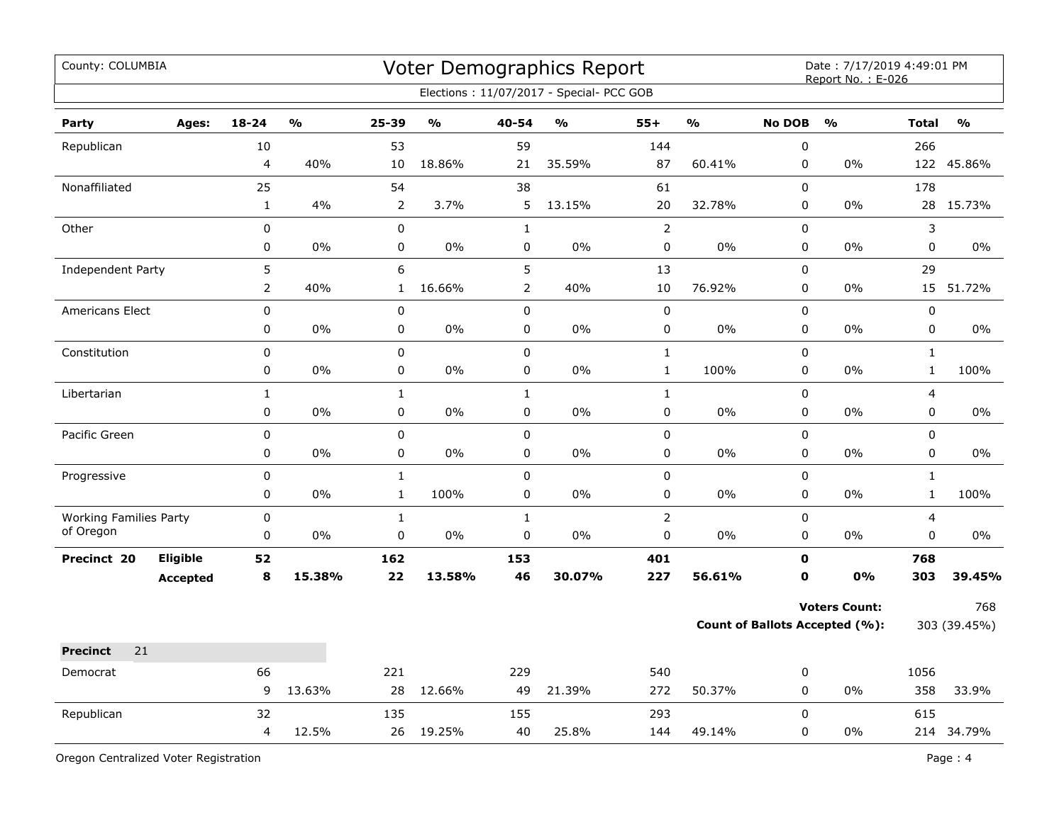County: COLUMBIA

# Voter Demographics Report

Date : 7/17/2019 4:49:01 PM
Report No. : E-026

Elections : 11/07/2017 - Special- PCC GOB

| Party | Ages: | 18-24 | % | 25-39 | % | 40-54 | % | 55+ | % | No DOB | % | Total | % |
|---|---|---|---|---|---|---|---|---|---|---|---|---|---|
| Republican | | 10 | | 53 | | 59 | | 144 | | 0 | | 266 | |
| | | 4 | 40% | 10 | 18.86% | 21 | 35.59% | 87 | 60.41% | 0 | 0% | 122 | 45.86% |
| Nonaffiliated | | 25 | | 54 | | 38 | | 61 | | 0 | | 178 | |
| | | 1 | 4% | 2 | 3.7% | 5 | 13.15% | 20 | 32.78% | 0 | 0% | 28 | 15.73% |
| Other | | 0 | | 0 | | 1 | | 2 | | 0 | | 3 | |
| | | 0 | 0% | 0 | 0% | 0 | 0% | 0 | 0% | 0 | 0% | 0 | 0% |
| Independent Party | | 5 | | 6 | | 5 | | 13 | | 0 | | 29 | |
| | | 2 | 40% | 1 | 16.66% | 2 | 40% | 10 | 76.92% | 0 | 0% | 15 | 51.72% |
| Americans Elect | | 0 | | 0 | | 0 | | 0 | | 0 | | 0 | |
| | | 0 | 0% | 0 | 0% | 0 | 0% | 0 | 0% | 0 | 0% | 0 | 0% |
| Constitution | | 0 | | 0 | | 0 | | 1 | | 0 | | 1 | |
| | | 0 | 0% | 0 | 0% | 0 | 0% | 1 | 100% | 0 | 0% | 1 | 100% |
| Libertarian | | 1 | | 1 | | 1 | | 1 | | 0 | | 4 | |
| | | 0 | 0% | 0 | 0% | 0 | 0% | 0 | 0% | 0 | 0% | 0 | 0% |
| Pacific Green | | 0 | | 0 | | 0 | | 0 | | 0 | | 0 | |
| | | 0 | 0% | 0 | 0% | 0 | 0% | 0 | 0% | 0 | 0% | 0 | 0% |
| Progressive | | 0 | | 1 | | 0 | | 0 | | 0 | | 1 | |
| | | 0 | 0% | 1 | 100% | 0 | 0% | 0 | 0% | 0 | 0% | 1 | 100% |
| Working Families Party of Oregon | | 0 | | 1 | | 1 | | 2 | | 0 | | 4 | |
| | | 0 | 0% | 0 | 0% | 0 | 0% | 0 | 0% | 0 | 0% | 0 | 0% |
| **Precinct 20** | **Eligible** | **52** | | **162** | | **153** | | **401** | | **0** | | **768** | |
| | **Accepted** | **8** | **15.38%** | **22** | **13.58%** | **46** | **30.07%** | **227** | **56.61%** | **0** | **0%** | **303** | **39.45%** |

**Voters Count:** 768

**Count of Ballots Accepted (%):** 303 (39.45%)

**Precinct** 21

| Party | Ages: | 18-24 | % | 25-39 | % | 40-54 | % | 55+ | % | No DOB | % | Total | % |
|---|---|---|---|---|---|---|---|---|---|---|---|---|---|
| Democrat | | 66 | | 221 | | 229 | | 540 | | 0 | | 1056 | |
| | | 9 | 13.63% | 28 | 12.66% | 49 | 21.39% | 272 | 50.37% | 0 | 0% | 358 | 33.9% |
| Republican | | 32 | | 135 | | 155 | | 293 | | 0 | | 615 | |
| | | 4 | 12.5% | 26 | 19.25% | 40 | 25.8% | 144 | 49.14% | 0 | 0% | 214 | 34.79% |

Oregon Centralized Voter Registration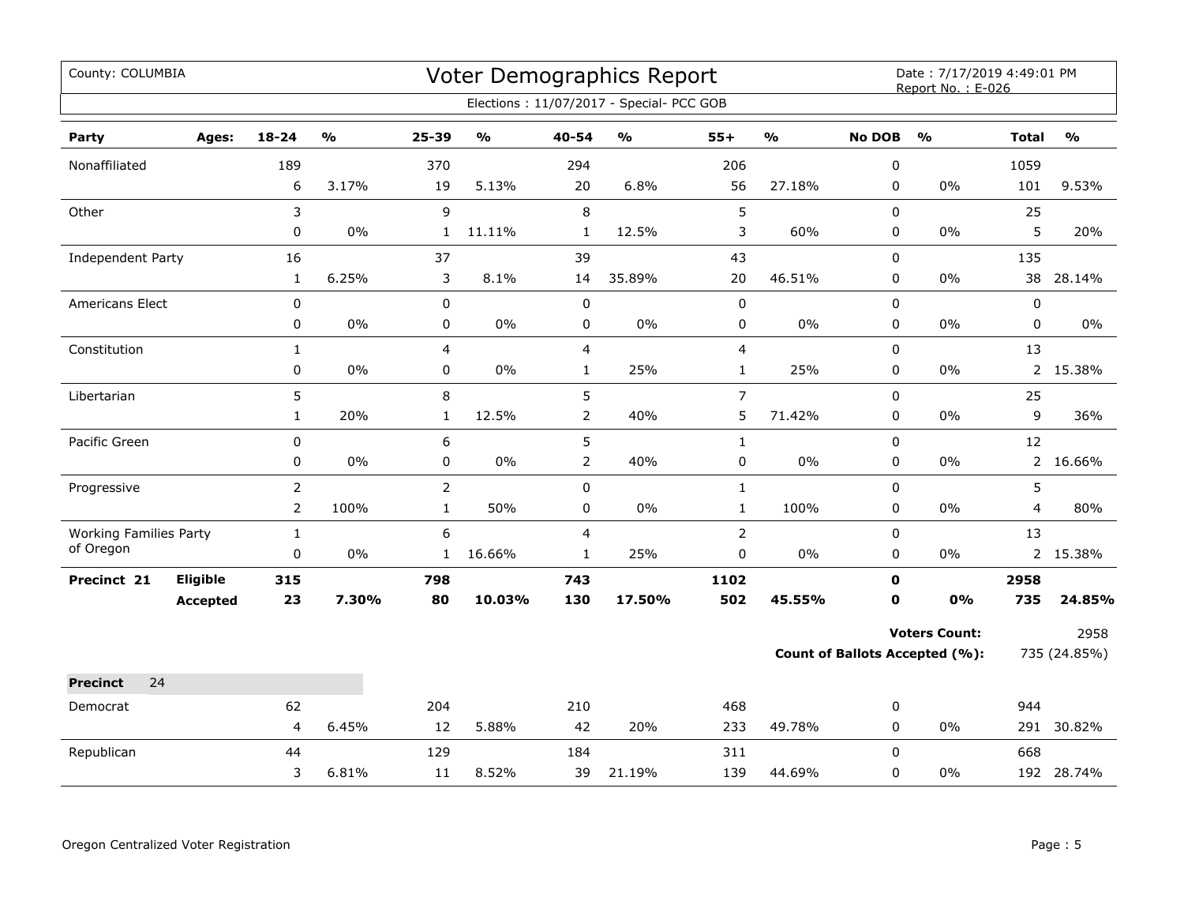County: COLUMBIA

# Voter Demographics Report

Date : 7/17/2019 4:49:01 PM
Report No. : E-026

Elections : 11/07/2017 - Special- PCC GOB

| Party | Ages: | 18-24 | % | 25-39 | % | 40-54 | % | 55+ | % | No DOB | % | Total | % |
|---|---|---|---|---|---|---|---|---|---|---|---|---|---|
| Nonaffiliated | | 189 | | 370 | | 294 | | 206 | | 0 | | 1059 | |
| | | 6 | 3.17% | 19 | 5.13% | 20 | 6.8% | 56 | 27.18% | 0 | 0% | 101 | 9.53% |
| Other | | 3 | | 9 | | 8 | | 5 | | 0 | | 25 | |
| | | 0 | 0% | 1 | 11.11% | 1 | 12.5% | 3 | 60% | 0 | 0% | 5 | 20% |
| Independent Party | | 16 | | 37 | | 39 | | 43 | | 0 | | 135 | |
| | | 1 | 6.25% | 3 | 8.1% | 14 | 35.89% | 20 | 46.51% | 0 | 0% | 38 | 28.14% |
| Americans Elect | | 0 | | 0 | | 0 | | 0 | | 0 | | 0 | |
| | | 0 | 0% | 0 | 0% | 0 | 0% | 0 | 0% | 0 | 0% | 0 | 0% |
| Constitution | | 1 | | 4 | | 4 | | 4 | | 0 | | 13 | |
| | | 0 | 0% | 0 | 0% | 1 | 25% | 1 | 25% | 0 | 0% | 2 | 15.38% |
| Libertarian | | 5 | | 8 | | 5 | | 7 | | 0 | | 25 | |
| | | 1 | 20% | 1 | 12.5% | 2 | 40% | 5 | 71.42% | 0 | 0% | 9 | 36% |
| Pacific Green | | 0 | | 6 | | 5 | | 1 | | 0 | | 12 | |
| | | 0 | 0% | 0 | 0% | 2 | 40% | 0 | 0% | 0 | 0% | 2 | 16.66% |
| Progressive | | 2 | | 2 | | 0 | | 1 | | 0 | | 5 | |
| | | 2 | 100% | 1 | 50% | 0 | 0% | 1 | 100% | 0 | 0% | 4 | 80% |
| Working Families Party of Oregon | | 1 | | 6 | | 4 | | 2 | | 0 | | 13 | |
| | | 0 | 0% | 1 | 16.66% | 1 | 25% | 0 | 0% | 0 | 0% | 2 | 15.38% |
| **Precinct 21** | **Eligible** | **315** | | **798** | | **743** | | **1102** | | **0** | | **2958** | |
| | **Accepted** | **23** | **7.30%** | **80** | **10.03%** | **130** | **17.50%** | **502** | **45.55%** | **0** | **0%** | **735** | **24.85%** |

**Voters Count:** 2958

**Count of Ballots Accepted (%):** 735 (24.85%)

**Precinct** 24

| Party | Ages: | 18-24 | % | 25-39 | % | 40-54 | % | 55+ | % | No DOB | % | Total | % |
|---|---|---|---|---|---|---|---|---|---|---|---|---|---|
| Democrat | | 62 | | 204 | | 210 | | 468 | | 0 | | 944 | |
| | | 4 | 6.45% | 12 | 5.88% | 42 | 20% | 233 | 49.78% | 0 | 0% | 291 | 30.82% |
| Republican | | 44 | | 129 | | 184 | | 311 | | 0 | | 668 | |
| | | 3 | 6.81% | 11 | 8.52% | 39 | 21.19% | 139 | 44.69% | 0 | 0% | 192 | 28.74% |

Oregon Centralized Voter Registration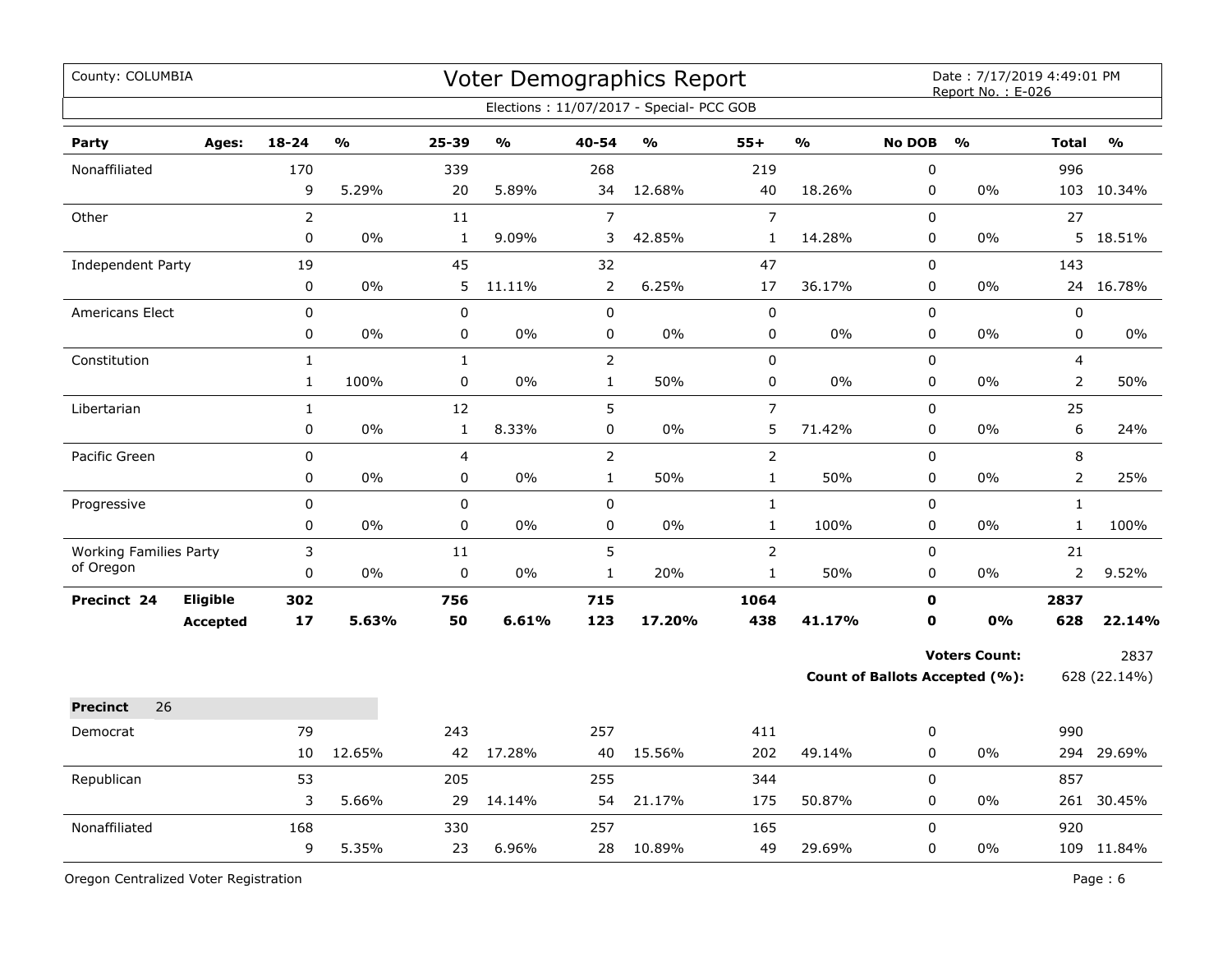County: COLUMBIA

# Voter Demographics Report

Date : 7/17/2019 4:49:01 PM
Report No. : E-026

Elections : 11/07/2017 - Special- PCC GOB

| Party | Ages: | 18-24 | % | 25-39 | % | 40-54 | % | 55+ | % | No DOB | % | Total | % |
|---|---|---|---|---|---|---|---|---|---|---|---|---|---|
| Nonaffiliated | | 170 | | 339 | | 268 | | 219 | | 0 | | 996 | |
| | | 9 | 5.29% | 20 | 5.89% | 34 | 12.68% | 40 | 18.26% | 0 | 0% | 103 | 10.34% |
| Other | | 2 | | 11 | | 7 | | 7 | | 0 | | 27 | |
| | | 0 | 0% | 1 | 9.09% | 3 | 42.85% | 1 | 14.28% | 0 | 0% | 5 | 18.51% |
| Independent Party | | 19 | | 45 | | 32 | | 47 | | 0 | | 143 | |
| | | 0 | 0% | 5 | 11.11% | 2 | 6.25% | 17 | 36.17% | 0 | 0% | 24 | 16.78% |
| Americans Elect | | 0 | | 0 | | 0 | | 0 | | 0 | | 0 | |
| | | 0 | 0% | 0 | 0% | 0 | 0% | 0 | 0% | 0 | 0% | 0 | 0% |
| Constitution | | 1 | | 1 | | 2 | | 0 | | 0 | | 4 | |
| | | 1 | 100% | 0 | 0% | 1 | 50% | 0 | 0% | 0 | 0% | 2 | 50% |
| Libertarian | | 1 | | 12 | | 5 | | 7 | | 0 | | 25 | |
| | | 0 | 0% | 1 | 8.33% | 0 | 0% | 5 | 71.42% | 0 | 0% | 6 | 24% |
| Pacific Green | | 0 | | 4 | | 2 | | 2 | | 0 | | 8 | |
| | | 0 | 0% | 0 | 0% | 1 | 50% | 1 | 50% | 0 | 0% | 2 | 25% |
| Progressive | | 0 | | 0 | | 0 | | 1 | | 0 | | 1 | |
| | | 0 | 0% | 0 | 0% | 0 | 0% | 1 | 100% | 0 | 0% | 1 | 100% |
| Working Families Party of Oregon | | 3 | | 11 | | 5 | | 2 | | 0 | | 21 | |
| | | 0 | 0% | 0 | 0% | 1 | 20% | 1 | 50% | 0 | 0% | 2 | 9.52% |
| **Precinct 24** | **Eligible** | **302** | | **756** | | **715** | | **1064** | | **0** | | **2837** | |
| | **Accepted** | **17** | **5.63%** | **50** | **6.61%** | **123** | **17.20%** | **438** | **41.17%** | **0** | **0%** | **628** | **22.14%** |

**Voters Count:** 2837

**Count of Ballots Accepted (%):** 628 (22.14%)

**Precinct** 26

| Party | Ages: | 18-24 | % | 25-39 | % | 40-54 | % | 55+ | % | No DOB | % | Total | % |
|---|---|---|---|---|---|---|---|---|---|---|---|---|---|
| Democrat | | 79 | | 243 | | 257 | | 411 | | 0 | | 990 | |
| | | 10 | 12.65% | 42 | 17.28% | 40 | 15.56% | 202 | 49.14% | 0 | 0% | 294 | 29.69% |
| Republican | | 53 | | 205 | | 255 | | 344 | | 0 | | 857 | |
| | | 3 | 5.66% | 29 | 14.14% | 54 | 21.17% | 175 | 50.87% | 0 | 0% | 261 | 30.45% |
| Nonaffiliated | | 168 | | 330 | | 257 | | 165 | | 0 | | 920 | |
| | | 9 | 5.35% | 23 | 6.96% | 28 | 10.89% | 49 | 29.69% | 0 | 0% | 109 | 11.84% |

Oregon Centralized Voter Registration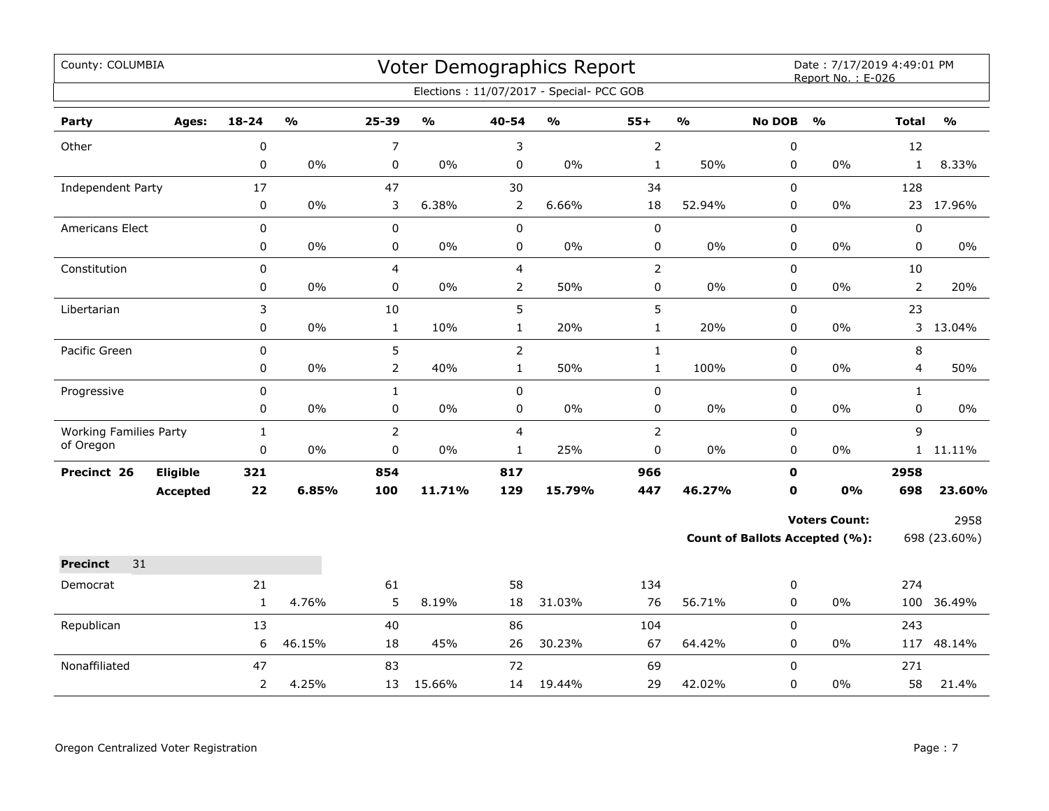County: COLUMBIA

# Voter Demographics Report

Date : 7/17/2019 4:49:01 PM
Report No. : E-026

Elections : 11/07/2017 - Special- PCC GOB

| Party | Ages: | 18-24 | % | 25-39 | % | 40-54 | % | 55+ | % | No DOB | % | Total | % |
|---|---|---|---|---|---|---|---|---|---|---|---|---|---|
| Other | | 0 | | 7 | | 3 | | 2 | | 0 | | 12 | |
| | | 0 | 0% | 0 | 0% | 0 | 0% | 1 | 50% | 0 | 0% | 1 | 8.33% |
| Independent Party | | 17 | | 47 | | 30 | | 34 | | 0 | | 128 | |
| | | 0 | 0% | 3 | 6.38% | 2 | 6.66% | 18 | 52.94% | 0 | 0% | 23 | 17.96% |
| Americans Elect | | 0 | | 0 | | 0 | | 0 | | 0 | | 0 | |
| | | 0 | 0% | 0 | 0% | 0 | 0% | 0 | 0% | 0 | 0% | 0 | 0% |
| Constitution | | 0 | | 4 | | 4 | | 2 | | 0 | | 10 | |
| | | 0 | 0% | 0 | 0% | 2 | 50% | 0 | 0% | 0 | 0% | 2 | 20% |
| Libertarian | | 3 | | 10 | | 5 | | 5 | | 0 | | 23 | |
| | | 0 | 0% | 1 | 10% | 1 | 20% | 1 | 20% | 0 | 0% | 3 | 13.04% |
| Pacific Green | | 0 | | 5 | | 2 | | 1 | | 0 | | 8 | |
| | | 0 | 0% | 2 | 40% | 1 | 50% | 1 | 100% | 0 | 0% | 4 | 50% |
| Progressive | | 0 | | 1 | | 0 | | 0 | | 0 | | 1 | |
| | | 0 | 0% | 0 | 0% | 0 | 0% | 0 | 0% | 0 | 0% | 0 | 0% |
| Working Families Party of Oregon | | 1 | | 2 | | 4 | | 2 | | 0 | | 9 | |
| | | 0 | 0% | 0 | 0% | 1 | 25% | 0 | 0% | 0 | 0% | 1 | 11.11% |
| **Precinct 26** | **Eligible** | **321** | | **854** | | **817** | | **966** | | **0** | | **2958** | |
| | **Accepted** | **22** | **6.85%** | **100** | **11.71%** | **129** | **15.79%** | **447** | **46.27%** | **0** | **0%** | **698** | **23.60%** |

**Voters Count:** 2958

**Count of Ballots Accepted (%):** 698 (23.60%)

**Precinct** 31

| Party | 18-24 | % | 25-39 | % | 40-54 | % | 55+ | % | No DOB | % | Total | % |
|---|---|---|---|---|---|---|---|---|---|---|---|---|
| Democrat | 21 | | 61 | | 58 | | 134 | | 0 | | 274 | |
| | 1 | 4.76% | 5 | 8.19% | 18 | 31.03% | 76 | 56.71% | 0 | 0% | 100 | 36.49% |
| Republican | 13 | | 40 | | 86 | | 104 | | 0 | | 243 | |
| | 6 | 46.15% | 18 | 45% | 26 | 30.23% | 67 | 64.42% | 0 | 0% | 117 | 48.14% |
| Nonaffiliated | 47 | | 83 | | 72 | | 69 | | 0 | | 271 | |
| | 2 | 4.25% | 13 | 15.66% | 14 | 19.44% | 29 | 42.02% | 0 | 0% | 58 | 21.4% |

Oregon Centralized Voter Registration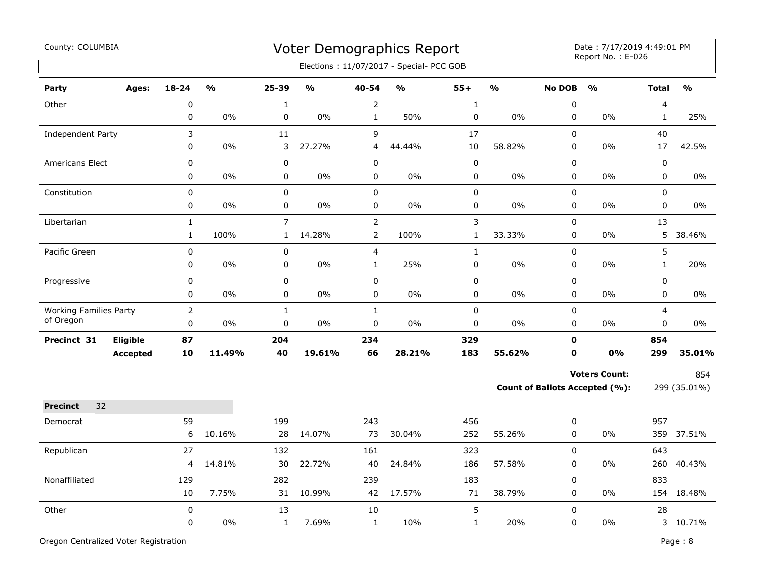County: COLUMBIA

# Voter Demographics Report

Date : 7/17/2019 4:49:01 PM
Report No. : E-026

Elections : 11/07/2017 - Special- PCC GOB

| Party | Ages: | 18-24 | % | 25-39 | % | 40-54 | % | 55+ | % | No DOB | % | Total | % |
|---|---|---|---|---|---|---|---|---|---|---|---|---|---|
| Other | | 0 | | 1 | | 2 | | 1 | | 0 | | 4 | |
| | | 0 | 0% | 0 | 0% | 1 | 50% | 0 | 0% | 0 | 0% | 1 | 25% |
| Independent Party | | 3 | | 11 | | 9 | | 17 | | 0 | | 40 | |
| | | 0 | 0% | 3 | 27.27% | 4 | 44.44% | 10 | 58.82% | 0 | 0% | 17 | 42.5% |
| Americans Elect | | 0 | | 0 | | 0 | | 0 | | 0 | | 0 | |
| | | 0 | 0% | 0 | 0% | 0 | 0% | 0 | 0% | 0 | 0% | 0 | 0% |
| Constitution | | 0 | | 0 | | 0 | | 0 | | 0 | | 0 | |
| | | 0 | 0% | 0 | 0% | 0 | 0% | 0 | 0% | 0 | 0% | 0 | 0% |
| Libertarian | | 1 | | 7 | | 2 | | 3 | | 0 | | 13 | |
| | | 1 | 100% | 1 | 14.28% | 2 | 100% | 1 | 33.33% | 0 | 0% | 5 | 38.46% |
| Pacific Green | | 0 | | 0 | | 4 | | 1 | | 0 | | 5 | |
| | | 0 | 0% | 0 | 0% | 1 | 25% | 0 | 0% | 0 | 0% | 1 | 20% |
| Progressive | | 0 | | 0 | | 0 | | 0 | | 0 | | 0 | |
| | | 0 | 0% | 0 | 0% | 0 | 0% | 0 | 0% | 0 | 0% | 0 | 0% |
| Working Families Party of Oregon | | 2 | | 1 | | 1 | | 0 | | 0 | | 4 | |
| | | 0 | 0% | 0 | 0% | 0 | 0% | 0 | 0% | 0 | 0% | 0 | 0% |
| **Precinct 31** | **Eligible** | **87** | | **204** | | **234** | | **329** | | **0** | | **854** | |
| | **Accepted** | **10** | **11.49%** | **40** | **19.61%** | **66** | **28.21%** | **183** | **55.62%** | **0** | **0%** | **299** | **35.01%** |

**Voters Count:** 854

**Count of Ballots Accepted (%):** 299 (35.01%)

| **Precinct** 32 | | 18-24 | % | 25-39 | % | 40-54 | % | 55+ | % | No DOB | % | Total | % |
|---|---|---|---|---|---|---|---|---|---|---|---|---|---|
| Democrat | | 59 | | 199 | | 243 | | 456 | | 0 | | 957 | |
| | | 6 | 10.16% | 28 | 14.07% | 73 | 30.04% | 252 | 55.26% | 0 | 0% | 359 | 37.51% |
| Republican | | 27 | | 132 | | 161 | | 323 | | 0 | | 643 | |
| | | 4 | 14.81% | 30 | 22.72% | 40 | 24.84% | 186 | 57.58% | 0 | 0% | 260 | 40.43% |
| Nonaffiliated | | 129 | | 282 | | 239 | | 183 | | 0 | | 833 | |
| | | 10 | 7.75% | 31 | 10.99% | 42 | 17.57% | 71 | 38.79% | 0 | 0% | 154 | 18.48% |
| Other | | 0 | | 13 | | 10 | | 5 | | 0 | | 28 | |
| | | 0 | 0% | 1 | 7.69% | 1 | 10% | 1 | 20% | 0 | 0% | 3 | 10.71% |

Oregon Centralized Voter Registration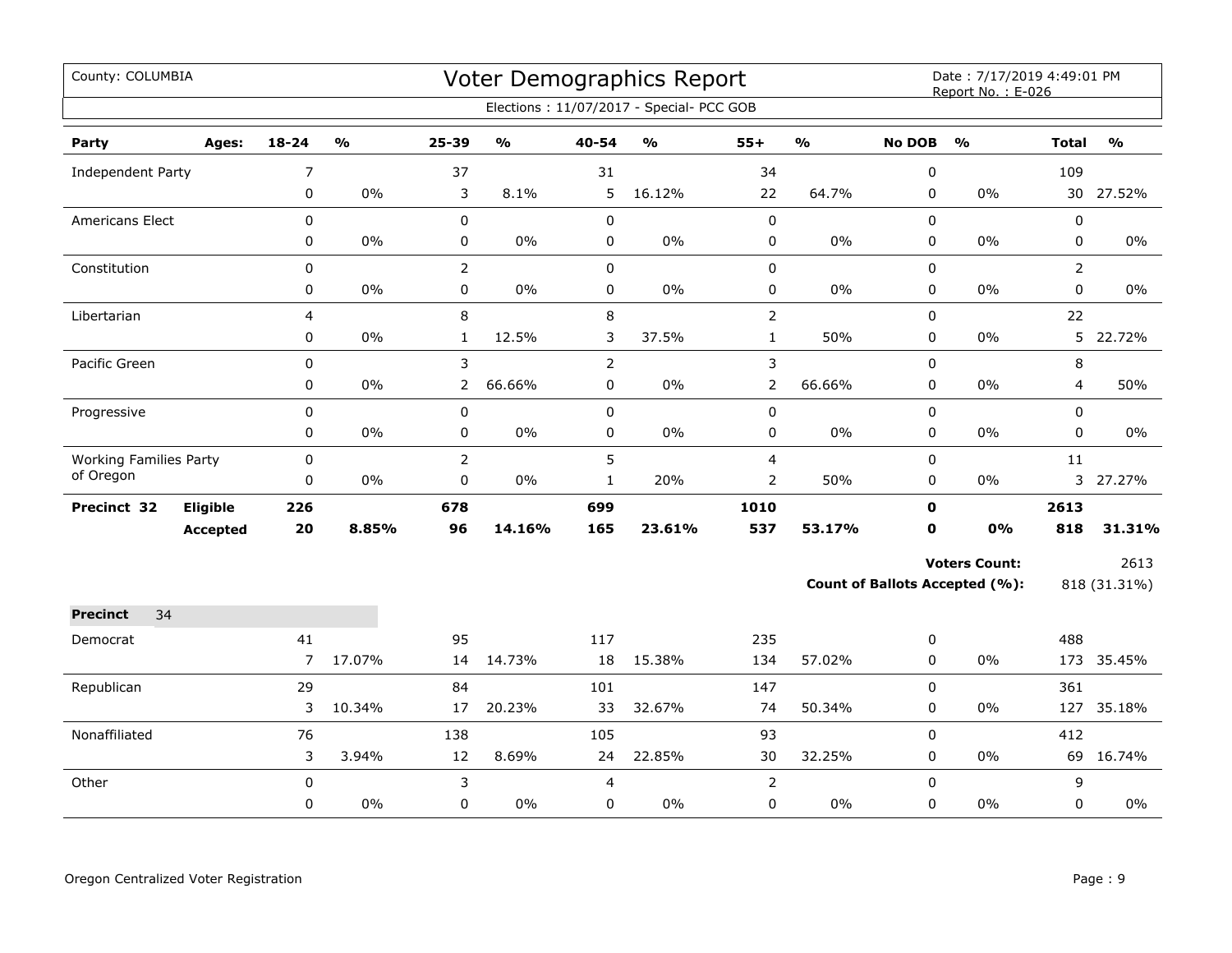County: COLUMBIA

# Voter Demographics Report

Date : 7/17/2019 4:49:01 PM
Report No. : E-026

Elections : 11/07/2017 - Special- PCC GOB

| Party | Ages: | 18-24 | % | 25-39 | % | 40-54 | % | 55+ | % | No DOB | % | Total | % |
|---|---|---|---|---|---|---|---|---|---|---|---|---|---|
| Independent Party | | 7 | | 37 | | 31 | | 34 | | 0 | | 109 | |
| | | 0 | 0% | 3 | 8.1% | 5 | 16.12% | 22 | 64.7% | 0 | 0% | 30 | 27.52% |
| Americans Elect | | 0 | | 0 | | 0 | | 0 | | 0 | | 0 | |
| | | 0 | 0% | 0 | 0% | 0 | 0% | 0 | 0% | 0 | 0% | 0 | 0% |
| Constitution | | 0 | | 2 | | 0 | | 0 | | 0 | | 2 | |
| | | 0 | 0% | 0 | 0% | 0 | 0% | 0 | 0% | 0 | 0% | 0 | 0% |
| Libertarian | | 4 | | 8 | | 8 | | 2 | | 0 | | 22 | |
| | | 0 | 0% | 1 | 12.5% | 3 | 37.5% | 1 | 50% | 0 | 0% | 5 | 22.72% |
| Pacific Green | | 0 | | 3 | | 2 | | 3 | | 0 | | 8 | |
| | | 0 | 0% | 2 | 66.66% | 0 | 0% | 2 | 66.66% | 0 | 0% | 4 | 50% |
| Progressive | | 0 | | 0 | | 0 | | 0 | | 0 | | 0 | |
| | | 0 | 0% | 0 | 0% | 0 | 0% | 0 | 0% | 0 | 0% | 0 | 0% |
| Working Families Party of Oregon | | 0 | | 2 | | 5 | | 4 | | 0 | | 11 | |
| | | 0 | 0% | 0 | 0% | 1 | 20% | 2 | 50% | 0 | 0% | 3 | 27.27% |
| **Precinct 32** | **Eligible** | **226** | | **678** | | **699** | | **1010** | | **0** | | **2613** | |
| | **Accepted** | **20** | **8.85%** | **96** | **14.16%** | **165** | **23.61%** | **537** | **53.17%** | **0** | **0%** | **818** | **31.31%** |

**Voters Count:** 2613

**Count of Ballots Accepted (%):** 818 (31.31%)

**Precinct** 34

| Party | 18-24 | % | 25-39 | % | 40-54 | % | 55+ | % | No DOB | % | Total | % |
|---|---|---|---|---|---|---|---|---|---|---|---|---|
| Democrat | 41 | | 95 | | 117 | | 235 | | 0 | | 488 | |
| | 7 | 17.07% | 14 | 14.73% | 18 | 15.38% | 134 | 57.02% | 0 | 0% | 173 | 35.45% |
| Republican | 29 | | 84 | | 101 | | 147 | | 0 | | 361 | |
| | 3 | 10.34% | 17 | 20.23% | 33 | 32.67% | 74 | 50.34% | 0 | 0% | 127 | 35.18% |
| Nonaffiliated | 76 | | 138 | | 105 | | 93 | | 0 | | 412 | |
| | 3 | 3.94% | 12 | 8.69% | 24 | 22.85% | 30 | 32.25% | 0 | 0% | 69 | 16.74% |
| Other | 0 | | 3 | | 4 | | 2 | | 0 | | 9 | |
| | 0 | 0% | 0 | 0% | 0 | 0% | 0 | 0% | 0 | 0% | 0 | 0% |

Oregon Centralized Voter Registration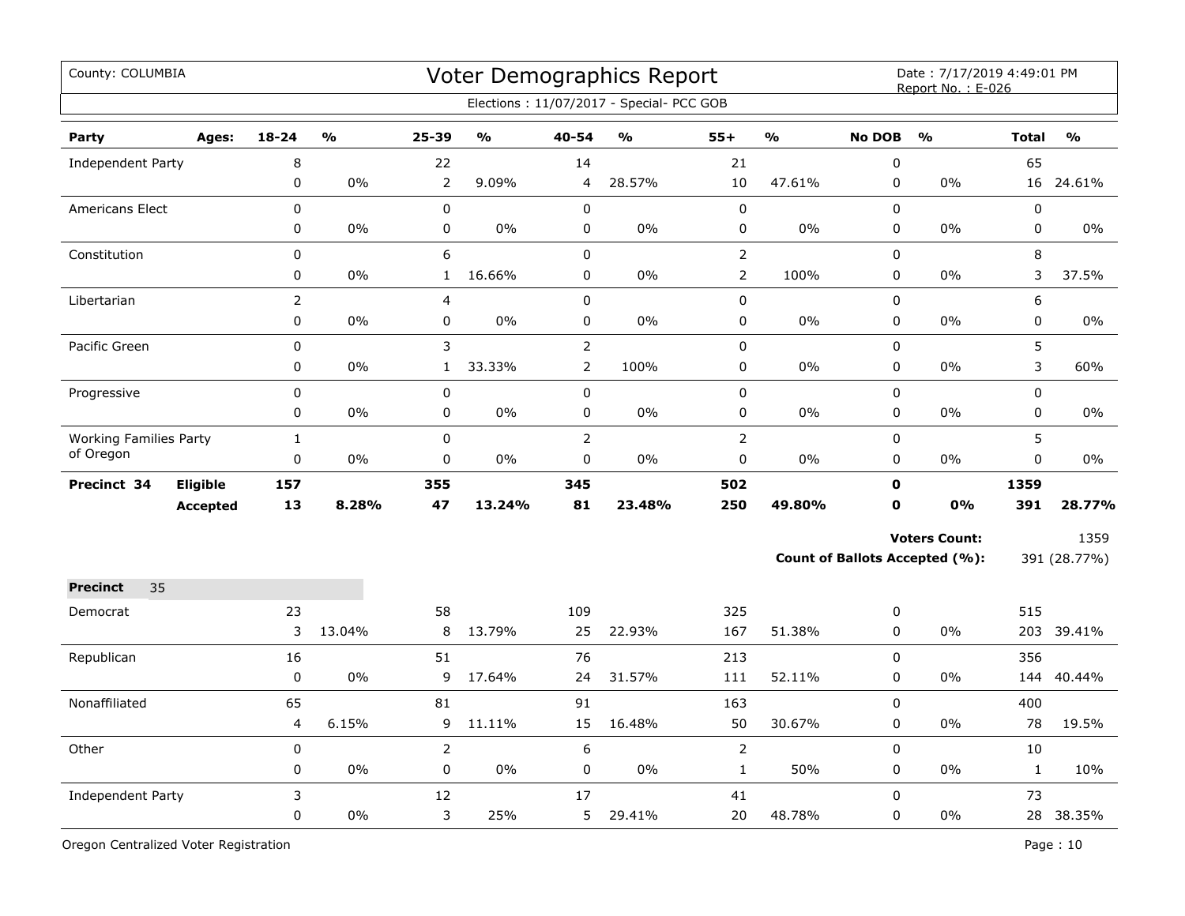County: COLUMBIA

# Voter Demographics Report

Date : 7/17/2019 4:49:01 PM
Report No. : E-026

Elections : 11/07/2017 - Special- PCC GOB

| Party | Ages: | 18-24 | % | 25-39 | % | 40-54 | % | 55+ | % | No DOB | % | Total | % |
|---|---|---|---|---|---|---|---|---|---|---|---|---|---|
| Independent Party | | 8 | | 22 | | 14 | | 21 | | 0 | | 65 | |
| | | 0 | 0% | 2 | 9.09% | 4 | 28.57% | 10 | 47.61% | 0 | 0% | 16 | 24.61% |
| Americans Elect | | 0 | | 0 | | 0 | | 0 | | 0 | | 0 | |
| | | 0 | 0% | 0 | 0% | 0 | 0% | 0 | 0% | 0 | 0% | 0 | 0% |
| Constitution | | 0 | | 6 | | 0 | | 2 | | 0 | | 8 | |
| | | 0 | 0% | 1 | 16.66% | 0 | 0% | 2 | 100% | 0 | 0% | 3 | 37.5% |
| Libertarian | | 2 | | 4 | | 0 | | 0 | | 0 | | 6 | |
| | | 0 | 0% | 0 | 0% | 0 | 0% | 0 | 0% | 0 | 0% | 0 | 0% |
| Pacific Green | | 0 | | 3 | | 2 | | 0 | | 0 | | 5 | |
| | | 0 | 0% | 1 | 33.33% | 2 | 100% | 0 | 0% | 0 | 0% | 3 | 60% |
| Progressive | | 0 | | 0 | | 0 | | 0 | | 0 | | 0 | |
| | | 0 | 0% | 0 | 0% | 0 | 0% | 0 | 0% | 0 | 0% | 0 | 0% |
| Working Families Party of Oregon | | 1 | | 0 | | 2 | | 2 | | 0 | | 5 | |
| | | 0 | 0% | 0 | 0% | 0 | 0% | 0 | 0% | 0 | 0% | 0 | 0% |
| **Precinct 34** | **Eligible** | **157** | | **355** | | **345** | | **502** | | **0** | | **1359** | |
| | **Accepted** | **13** | **8.28%** | **47** | **13.24%** | **81** | **23.48%** | **250** | **49.80%** | **0** | **0%** | **391** | **28.77%** |

**Voters Count:** 1359

**Count of Ballots Accepted (%):** 391 (28.77%)

| **Precinct** 35 | | 18-24 | % | 25-39 | % | 40-54 | % | 55+ | % | No DOB | % | Total | % |
|---|---|---|---|---|---|---|---|---|---|---|---|---|---|
| Democrat | | 23 | | 58 | | 109 | | 325 | | 0 | | 515 | |
| | | 3 | 13.04% | 8 | 13.79% | 25 | 22.93% | 167 | 51.38% | 0 | 0% | 203 | 39.41% |
| Republican | | 16 | | 51 | | 76 | | 213 | | 0 | | 356 | |
| | | 0 | 0% | 9 | 17.64% | 24 | 31.57% | 111 | 52.11% | 0 | 0% | 144 | 40.44% |
| Nonaffiliated | | 65 | | 81 | | 91 | | 163 | | 0 | | 400 | |
| | | 4 | 6.15% | 9 | 11.11% | 15 | 16.48% | 50 | 30.67% | 0 | 0% | 78 | 19.5% |
| Other | | 0 | | 2 | | 6 | | 2 | | 0 | | 10 | |
| | | 0 | 0% | 0 | 0% | 0 | 0% | 1 | 50% | 0 | 0% | 1 | 10% |
| Independent Party | | 3 | | 12 | | 17 | | 41 | | 0 | | 73 | |
| | | 0 | 0% | 3 | 25% | 5 | 29.41% | 20 | 48.78% | 0 | 0% | 28 | 38.35% |

Oregon Centralized Voter Registration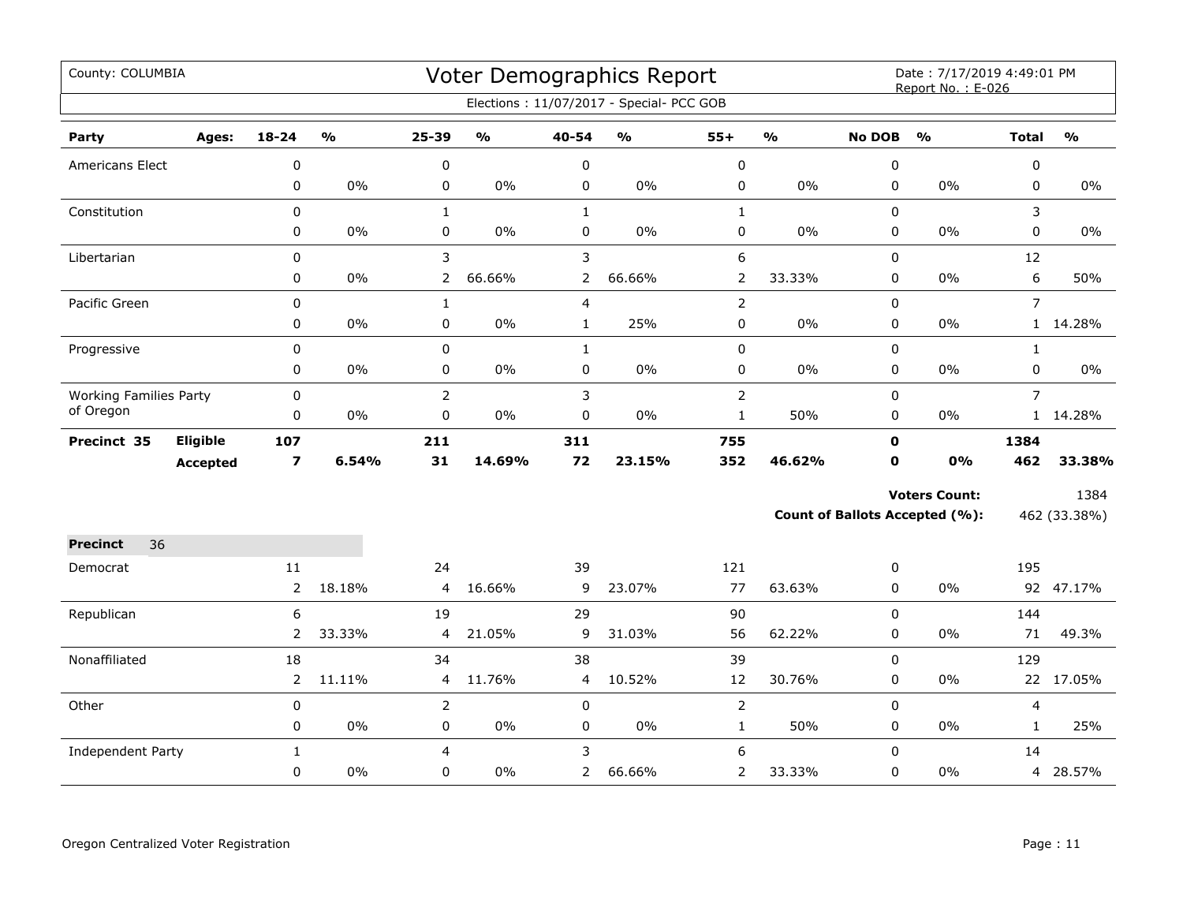County: COLUMBIA

# Voter Demographics Report

Date : 7/17/2019 4:49:01 PM
Report No. : E-026

Elections : 11/07/2017 - Special- PCC GOB

| Party | Ages: | 18-24 | % | 25-39 | % | 40-54 | % | 55+ | % | No DOB | % | Total | % |
|---|---|---|---|---|---|---|---|---|---|---|---|---|---|
| Americans Elect | | 0 | | 0 | | 0 | | 0 | | 0 | | 0 | |
| | | 0 | 0% | 0 | 0% | 0 | 0% | 0 | 0% | 0 | 0% | 0 | 0% |
| Constitution | | 0 | | 1 | | 1 | | 1 | | 0 | | 3 | |
| | | 0 | 0% | 0 | 0% | 0 | 0% | 0 | 0% | 0 | 0% | 0 | 0% |
| Libertarian | | 0 | | 3 | | 3 | | 6 | | 0 | | 12 | |
| | | 0 | 0% | 2 | 66.66% | 2 | 66.66% | 2 | 33.33% | 0 | 0% | 6 | 50% |
| Pacific Green | | 0 | | 1 | | 4 | | 2 | | 0 | | 7 | |
| | | 0 | 0% | 0 | 0% | 1 | 25% | 0 | 0% | 0 | 0% | 1 | 14.28% |
| Progressive | | 0 | | 0 | | 1 | | 0 | | 0 | | 1 | |
| | | 0 | 0% | 0 | 0% | 0 | 0% | 0 | 0% | 0 | 0% | 0 | 0% |
| Working Families Party of Oregon | | 0 | | 2 | | 3 | | 2 | | 0 | | 7 | |
| | | 0 | 0% | 0 | 0% | 0 | 0% | 1 | 50% | 0 | 0% | 1 | 14.28% |
| **Precinct 35** | **Eligible** | **107** | | **211** | | **311** | | **755** | | **0** | | **1384** | |
| | **Accepted** | **7** | **6.54%** | **31** | **14.69%** | **72** | **23.15%** | **352** | **46.62%** | **0** | **0%** | **462** | **33.38%** |

**Voters Count:** 1384

**Count of Ballots Accepted (%):** 462 (33.38%)

**Precinct** 36

| Party | 18-24 | % | 25-39 | % | 40-54 | % | 55+ | % | No DOB | % | Total | % |
|---|---|---|---|---|---|---|---|---|---|---|---|---|
| Democrat | 11 | | 24 | | 39 | | 121 | | 0 | | 195 | |
| | 2 | 18.18% | 4 | 16.66% | 9 | 23.07% | 77 | 63.63% | 0 | 0% | 92 | 47.17% |
| Republican | 6 | | 19 | | 29 | | 90 | | 0 | | 144 | |
| | 2 | 33.33% | 4 | 21.05% | 9 | 31.03% | 56 | 62.22% | 0 | 0% | 71 | 49.3% |
| Nonaffiliated | 18 | | 34 | | 38 | | 39 | | 0 | | 129 | |
| | 2 | 11.11% | 4 | 11.76% | 4 | 10.52% | 12 | 30.76% | 0 | 0% | 22 | 17.05% |
| Other | 0 | | 2 | | 0 | | 2 | | 0 | | 4 | |
| | 0 | 0% | 0 | 0% | 0 | 0% | 1 | 50% | 0 | 0% | 1 | 25% |
| Independent Party | 1 | | 4 | | 3 | | 6 | | 0 | | 14 | |
| | 0 | 0% | 0 | 0% | 2 | 66.66% | 2 | 33.33% | 0 | 0% | 4 | 28.57% |

Oregon Centralized Voter Registration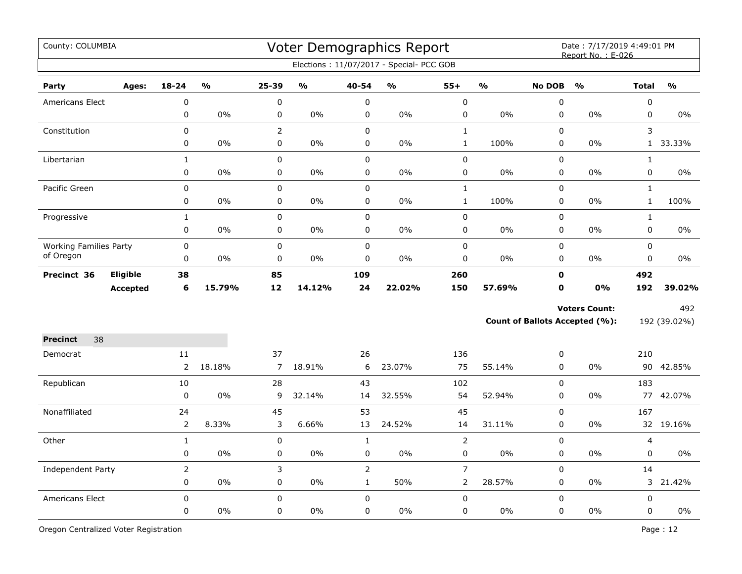County: COLUMBIA

# Voter Demographics Report

Date : 7/17/2019 4:49:01 PM
Report No. : E-026

Elections : 11/07/2017 - Special- PCC GOB

| Party | Ages: | 18-24 | % | 25-39 | % | 40-54 | % | 55+ | % | No DOB | % | Total | % |
|---|---|---|---|---|---|---|---|---|---|---|---|---|---|
| Americans Elect | | 0 | | 0 | | 0 | | 0 | | 0 | | 0 | |
| | | 0 | 0% | 0 | 0% | 0 | 0% | 0 | 0% | 0 | 0% | 0 | 0% |
| Constitution | | 0 | | 2 | | 0 | | 1 | | 0 | | 3 | |
| | | 0 | 0% | 0 | 0% | 0 | 0% | 1 | 100% | 0 | 0% | 1 | 33.33% |
| Libertarian | | 1 | | 0 | | 0 | | 0 | | 0 | | 1 | |
| | | 0 | 0% | 0 | 0% | 0 | 0% | 0 | 0% | 0 | 0% | 0 | 0% |
| Pacific Green | | 0 | | 0 | | 0 | | 1 | | 0 | | 1 | |
| | | 0 | 0% | 0 | 0% | 0 | 0% | 1 | 100% | 0 | 0% | 1 | 100% |
| Progressive | | 1 | | 0 | | 0 | | 0 | | 0 | | 1 | |
| | | 0 | 0% | 0 | 0% | 0 | 0% | 0 | 0% | 0 | 0% | 0 | 0% |
| Working Families Party of Oregon | | 0 | | 0 | | 0 | | 0 | | 0 | | 0 | |
| | | 0 | 0% | 0 | 0% | 0 | 0% | 0 | 0% | 0 | 0% | 0 | 0% |
| **Precinct 36** | **Eligible** | **38** | | **85** | | **109** | | **260** | | **0** | | **492** | |
| | **Accepted** | **6** | **15.79%** | **12** | **14.12%** | **24** | **22.02%** | **150** | **57.69%** | **0** | **0%** | **192** | **39.02%** |

**Voters Count:** 492

**Count of Ballots Accepted (%):** 192 (39.02%)

**Precinct** 38

| Party | Ages: | 18-24 | % | 25-39 | % | 40-54 | % | 55+ | % | No DOB | % | Total | % |
|---|---|---|---|---|---|---|---|---|---|---|---|---|---|
| Democrat | | 11 | | 37 | | 26 | | 136 | | 0 | | 210 | |
| | | 2 | 18.18% | 7 | 18.91% | 6 | 23.07% | 75 | 55.14% | 0 | 0% | 90 | 42.85% |
| Republican | | 10 | | 28 | | 43 | | 102 | | 0 | | 183 | |
| | | 0 | 0% | 9 | 32.14% | 14 | 32.55% | 54 | 52.94% | 0 | 0% | 77 | 42.07% |
| Nonaffiliated | | 24 | | 45 | | 53 | | 45 | | 0 | | 167 | |
| | | 2 | 8.33% | 3 | 6.66% | 13 | 24.52% | 14 | 31.11% | 0 | 0% | 32 | 19.16% |
| Other | | 1 | | 0 | | 1 | | 2 | | 0 | | 4 | |
| | | 0 | 0% | 0 | 0% | 0 | 0% | 0 | 0% | 0 | 0% | 0 | 0% |
| Independent Party | | 2 | | 3 | | 2 | | 7 | | 0 | | 14 | |
| | | 0 | 0% | 0 | 0% | 1 | 50% | 2 | 28.57% | 0 | 0% | 3 | 21.42% |
| Americans Elect | | 0 | | 0 | | 0 | | 0 | | 0 | | 0 | |
| | | 0 | 0% | 0 | 0% | 0 | 0% | 0 | 0% | 0 | 0% | 0 | 0% |

Oregon Centralized Voter Registration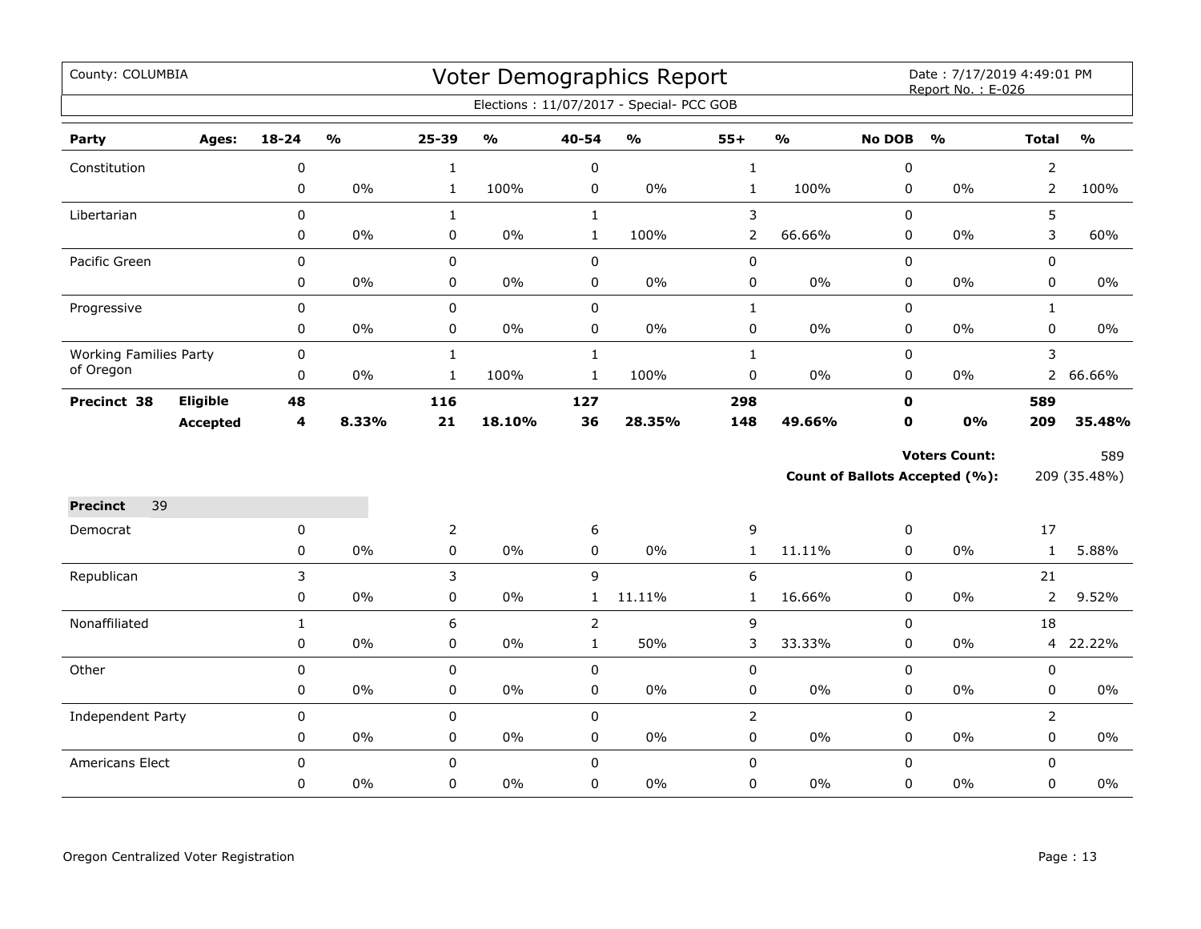County: COLUMBIA

# Voter Demographics Report

Date : 7/17/2019 4:49:01 PM
Report No. : E-026

Elections : 11/07/2017 - Special- PCC GOB

| Party | Ages: | 18-24 | % | 25-39 | % | 40-54 | % | 55+ | % | No DOB | % | Total | % |
|---|---|---|---|---|---|---|---|---|---|---|---|---|---|
| Constitution | | 0 | | 1 | | 0 | | 1 | | 0 | | 2 | |
| | | 0 | 0% | 1 | 100% | 0 | 0% | 1 | 100% | 0 | 0% | 2 | 100% |
| Libertarian | | 0 | | 1 | | 1 | | 3 | | 0 | | 5 | |
| | | 0 | 0% | 0 | 0% | 1 | 100% | 2 | 66.66% | 0 | 0% | 3 | 60% |
| Pacific Green | | 0 | | 0 | | 0 | | 0 | | 0 | | 0 | |
| | | 0 | 0% | 0 | 0% | 0 | 0% | 0 | 0% | 0 | 0% | 0 | 0% |
| Progressive | | 0 | | 0 | | 0 | | 1 | | 0 | | 1 | |
| | | 0 | 0% | 0 | 0% | 0 | 0% | 0 | 0% | 0 | 0% | 0 | 0% |
| Working Families Party of Oregon | | 0 | | 1 | | 1 | | 1 | | 0 | | 3 | |
| | | 0 | 0% | 1 | 100% | 1 | 100% | 0 | 0% | 0 | 0% | 2 | 66.66% |
| **Precinct 38** | **Eligible** | **48** | | **116** | | **127** | | **298** | | **0** | | **589** | |
| | **Accepted** | **4** | **8.33%** | **21** | **18.10%** | **36** | **28.35%** | **148** | **49.66%** | **0** | **0%** | **209** | **35.48%** |

**Voters Count:** 589

**Count of Ballots Accepted (%):** 209 (35.48%)

**Precinct** 39

| Party | Ages: | 18-24 | % | 25-39 | % | 40-54 | % | 55+ | % | No DOB | % | Total | % |
|---|---|---|---|---|---|---|---|---|---|---|---|---|---|
| Democrat | | 0 | | 2 | | 6 | | 9 | | 0 | | 17 | |
| | | 0 | 0% | 0 | 0% | 0 | 0% | 1 | 11.11% | 0 | 0% | 1 | 5.88% |
| Republican | | 3 | | 3 | | 9 | | 6 | | 0 | | 21 | |
| | | 0 | 0% | 0 | 0% | 1 | 11.11% | 1 | 16.66% | 0 | 0% | 2 | 9.52% |
| Nonaffiliated | | 1 | | 6 | | 2 | | 9 | | 0 | | 18 | |
| | | 0 | 0% | 0 | 0% | 1 | 50% | 3 | 33.33% | 0 | 0% | 4 | 22.22% |
| Other | | 0 | | 0 | | 0 | | 0 | | 0 | | 0 | |
| | | 0 | 0% | 0 | 0% | 0 | 0% | 0 | 0% | 0 | 0% | 0 | 0% |
| Independent Party | | 0 | | 0 | | 0 | | 2 | | 0 | | 2 | |
| | | 0 | 0% | 0 | 0% | 0 | 0% | 0 | 0% | 0 | 0% | 0 | 0% |
| Americans Elect | | 0 | | 0 | | 0 | | 0 | | 0 | | 0 | |
| | | 0 | 0% | 0 | 0% | 0 | 0% | 0 | 0% | 0 | 0% | 0 | 0% |

Oregon Centralized Voter Registration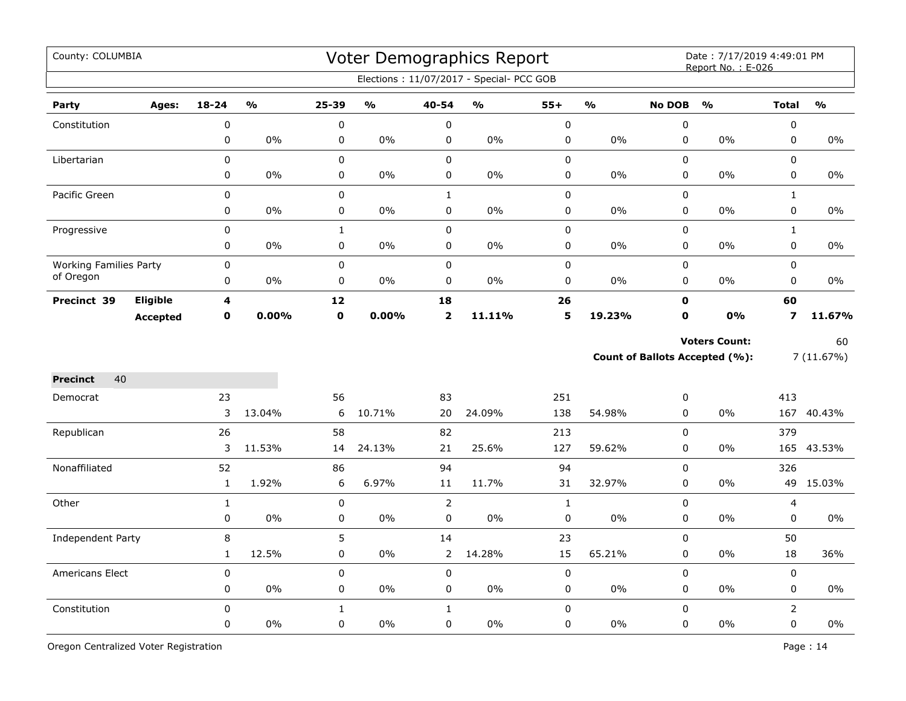County: COLUMBIA

# Voter Demographics Report

Date : 7/17/2019 4:49:01 PM
Report No. : E-026

Elections : 11/07/2017 - Special- PCC GOB

| Party | Ages: | 18-24 | % | 25-39 | % | 40-54 | % | 55+ | % | No DOB | % | Total | % |
|---|---|---|---|---|---|---|---|---|---|---|---|---|---|
| Constitution | | 0 | | 0 | | 0 | | 0 | | 0 | | 0 | |
| | | 0 | 0% | 0 | 0% | 0 | 0% | 0 | 0% | 0 | 0% | 0 | 0% |
| Libertarian | | 0 | | 0 | | 0 | | 0 | | 0 | | 0 | |
| | | 0 | 0% | 0 | 0% | 0 | 0% | 0 | 0% | 0 | 0% | 0 | 0% |
| Pacific Green | | 0 | | 0 | | 1 | | 0 | | 0 | | 1 | |
| | | 0 | 0% | 0 | 0% | 0 | 0% | 0 | 0% | 0 | 0% | 0 | 0% |
| Progressive | | 0 | | 1 | | 0 | | 0 | | 0 | | 1 | |
| | | 0 | 0% | 0 | 0% | 0 | 0% | 0 | 0% | 0 | 0% | 0 | 0% |
| Working Families Party of Oregon | | 0 | | 0 | | 0 | | 0 | | 0 | | 0 | |
| | | 0 | 0% | 0 | 0% | 0 | 0% | 0 | 0% | 0 | 0% | 0 | 0% |
| **Precinct 39** | **Eligible** | **4** | | **12** | | **18** | | **26** | | **0** | | **60** | |
| | **Accepted** | **0** | **0.00%** | **0** | **0.00%** | **2** | **11.11%** | **5** | **19.23%** | **0** | **0%** | **7** | **11.67%** |

**Voters Count:** 60

**Count of Ballots Accepted (%):** 7 (11.67%)

**Precinct** 40

| Party | 18-24 | % | 25-39 | % | 40-54 | % | 55+ | % | No DOB | % | Total | % |
|---|---|---|---|---|---|---|---|---|---|---|---|---|
| Democrat | 23 | | 56 | | 83 | | 251 | | 0 | | 413 | |
| | 3 | 13.04% | 6 | 10.71% | 20 | 24.09% | 138 | 54.98% | 0 | 0% | 167 | 40.43% |
| Republican | 26 | | 58 | | 82 | | 213 | | 0 | | 379 | |
| | 3 | 11.53% | 14 | 24.13% | 21 | 25.6% | 127 | 59.62% | 0 | 0% | 165 | 43.53% |
| Nonaffiliated | 52 | | 86 | | 94 | | 94 | | 0 | | 326 | |
| | 1 | 1.92% | 6 | 6.97% | 11 | 11.7% | 31 | 32.97% | 0 | 0% | 49 | 15.03% |
| Other | 1 | | 0 | | 2 | | 1 | | 0 | | 4 | |
| | 0 | 0% | 0 | 0% | 0 | 0% | 0 | 0% | 0 | 0% | 0 | 0% |
| Independent Party | 8 | | 5 | | 14 | | 23 | | 0 | | 50 | |
| | 1 | 12.5% | 0 | 0% | 2 | 14.28% | 15 | 65.21% | 0 | 0% | 18 | 36% |
| Americans Elect | 0 | | 0 | | 0 | | 0 | | 0 | | 0 | |
| | 0 | 0% | 0 | 0% | 0 | 0% | 0 | 0% | 0 | 0% | 0 | 0% |
| Constitution | 0 | | 1 | | 1 | | 0 | | 0 | | 2 | |
| | 0 | 0% | 0 | 0% | 0 | 0% | 0 | 0% | 0 | 0% | 0 | 0% |

Oregon Centralized Voter Registration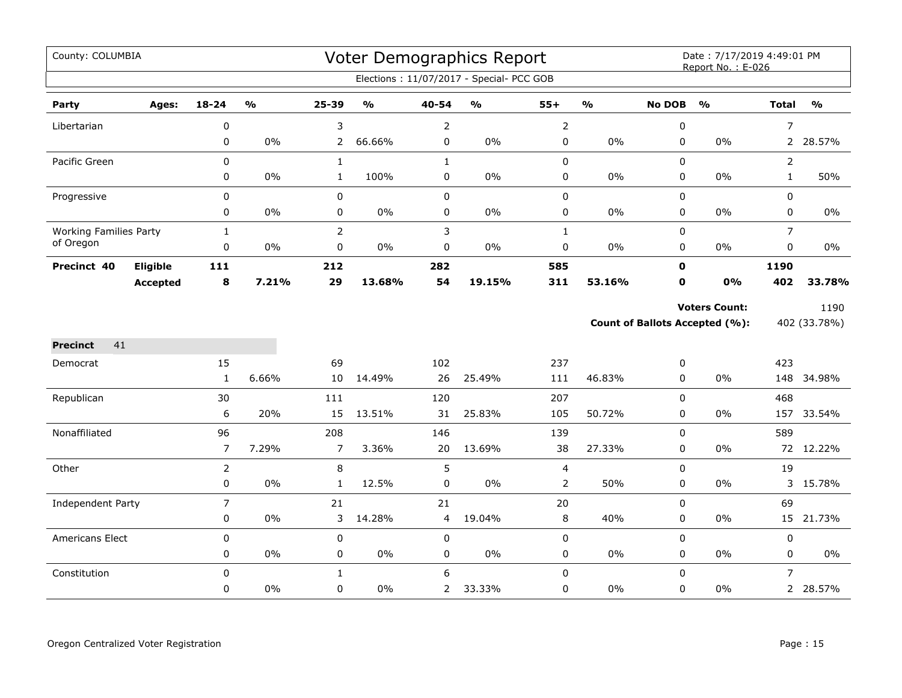County: COLUMBIA

# Voter Demographics Report

Date : 7/17/2019 4:49:01 PM
Report No. : E-026

Elections : 11/07/2017 - Special- PCC GOB

| Party | Ages: | 18-24 | % | 25-39 | % | 40-54 | % | 55+ | % | No DOB | % | Total | % |
|---|---|---|---|---|---|---|---|---|---|---|---|---|---|
| Libertarian | | 0 | | 3 | | 2 | | 2 | | 0 | | 7 | |
| | | 0 | 0% | 2 | 66.66% | 0 | 0% | 0 | 0% | 0 | 0% | 2 | 28.57% |
| Pacific Green | | 0 | | 1 | | 1 | | 0 | | 0 | | 2 | |
| | | 0 | 0% | 1 | 100% | 0 | 0% | 0 | 0% | 0 | 0% | 1 | 50% |
| Progressive | | 0 | | 0 | | 0 | | 0 | | 0 | | 0 | |
| | | 0 | 0% | 0 | 0% | 0 | 0% | 0 | 0% | 0 | 0% | 0 | 0% |
| Working Families Party of Oregon | | 1 | | 2 | | 3 | | 1 | | 0 | | 7 | |
| | | 0 | 0% | 0 | 0% | 0 | 0% | 0 | 0% | 0 | 0% | 0 | 0% |
| **Precinct 40** | **Eligible** | **111** | | **212** | | **282** | | **585** | | **0** | | **1190** | |
| | **Accepted** | **8** | **7.21%** | **29** | **13.68%** | **54** | **19.15%** | **311** | **53.16%** | **0** | **0%** | **402** | **33.78%** |

**Voters Count:** 1190

**Count of Ballots Accepted (%):** 402 (33.78%)

**Precinct** 41

| Party | Ages: | 18-24 | % | 25-39 | % | 40-54 | % | 55+ | % | No DOB | % | Total | % |
|---|---|---|---|---|---|---|---|---|---|---|---|---|---|
| Democrat | | 15 | | 69 | | 102 | | 237 | | 0 | | 423 | |
| | | 1 | 6.66% | 10 | 14.49% | 26 | 25.49% | 111 | 46.83% | 0 | 0% | 148 | 34.98% |
| Republican | | 30 | | 111 | | 120 | | 207 | | 0 | | 468 | |
| | | 6 | 20% | 15 | 13.51% | 31 | 25.83% | 105 | 50.72% | 0 | 0% | 157 | 33.54% |
| Nonaffiliated | | 96 | | 208 | | 146 | | 139 | | 0 | | 589 | |
| | | 7 | 7.29% | 7 | 3.36% | 20 | 13.69% | 38 | 27.33% | 0 | 0% | 72 | 12.22% |
| Other | | 2 | | 8 | | 5 | | 4 | | 0 | | 19 | |
| | | 0 | 0% | 1 | 12.5% | 0 | 0% | 2 | 50% | 0 | 0% | 3 | 15.78% |
| Independent Party | | 7 | | 21 | | 21 | | 20 | | 0 | | 69 | |
| | | 0 | 0% | 3 | 14.28% | 4 | 19.04% | 8 | 40% | 0 | 0% | 15 | 21.73% |
| Americans Elect | | 0 | | 0 | | 0 | | 0 | | 0 | | 0 | |
| | | 0 | 0% | 0 | 0% | 0 | 0% | 0 | 0% | 0 | 0% | 0 | 0% |
| Constitution | | 0 | | 1 | | 6 | | 0 | | 0 | | 7 | |
| | | 0 | 0% | 0 | 0% | 2 | 33.33% | 0 | 0% | 0 | 0% | 2 | 28.57% |

Oregon Centralized Voter Registration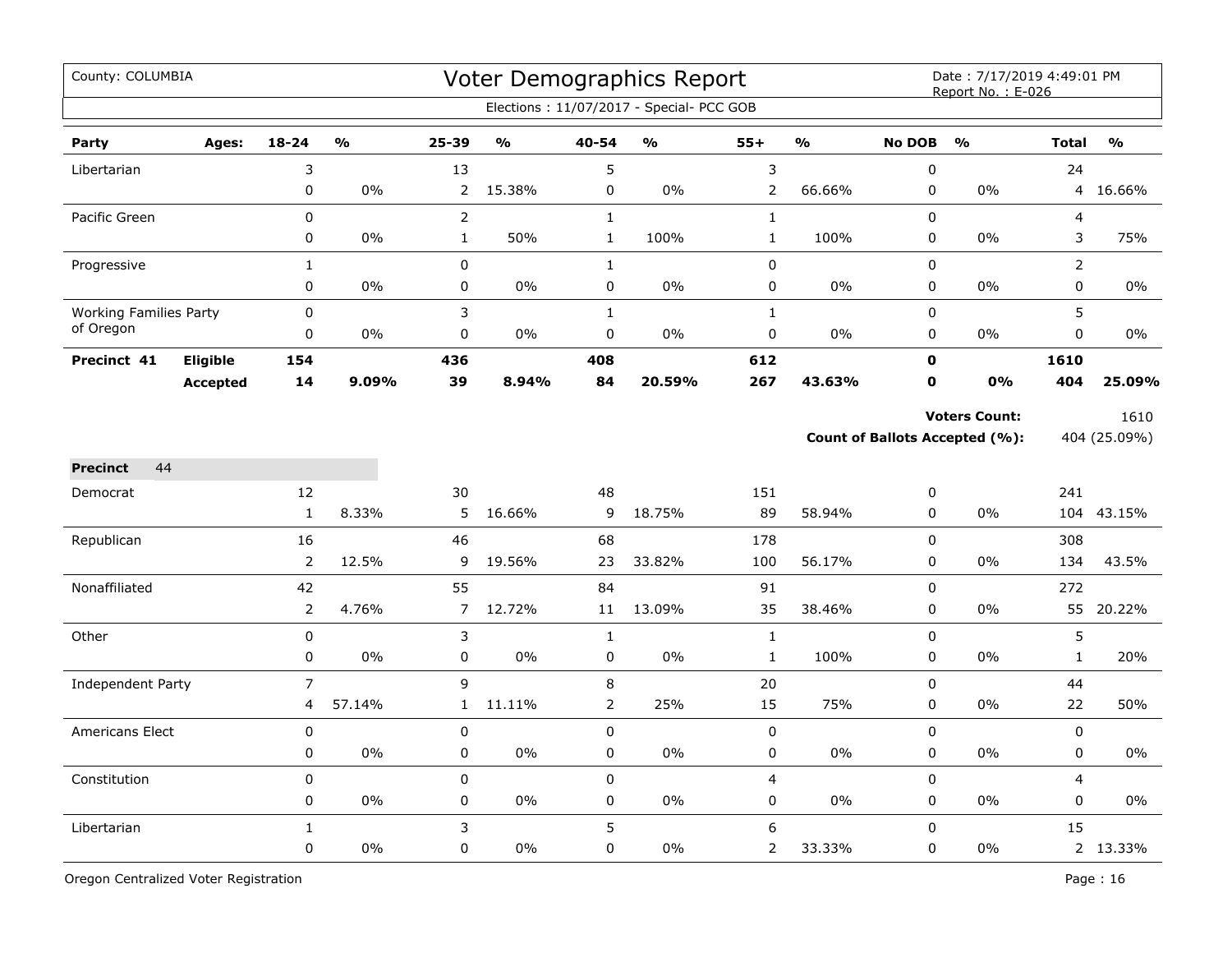County: COLUMBIA

# Voter Demographics Report

Date : 7/17/2019 4:49:01 PM
Report No. : E-026

Elections : 11/07/2017 - Special- PCC GOB

| Party | Ages: | 18-24 | % | 25-39 | % | 40-54 | % | 55+ | % | No DOB | % | Total | % |
|---|---|---|---|---|---|---|---|---|---|---|---|---|---|
| Libertarian | | 3 | | 13 | | 5 | | 3 | | 0 | | 24 | |
| | | 0 | 0% | 2 | 15.38% | 0 | 0% | 2 | 66.66% | 0 | 0% | 4 | 16.66% |
| Pacific Green | | 0 | | 2 | | 1 | | 1 | | 0 | | 4 | |
| | | 0 | 0% | 1 | 50% | 1 | 100% | 1 | 100% | 0 | 0% | 3 | 75% |
| Progressive | | 1 | | 0 | | 1 | | 0 | | 0 | | 2 | |
| | | 0 | 0% | 0 | 0% | 0 | 0% | 0 | 0% | 0 | 0% | 0 | 0% |
| Working Families Party of Oregon | | 0 | | 3 | | 1 | | 1 | | 0 | | 5 | |
| | | 0 | 0% | 0 | 0% | 0 | 0% | 0 | 0% | 0 | 0% | 0 | 0% |
| **Precinct 41** | **Eligible** | **154** | | **436** | | **408** | | **612** | | **0** | | **1610** | |
| | **Accepted** | **14** | **9.09%** | **39** | **8.94%** | **84** | **20.59%** | **267** | **43.63%** | **0** | **0%** | **404** | **25.09%** |

**Voters Count:** 1610

**Count of Ballots Accepted (%):** 404 (25.09%)

**Precinct** 44

| Party | Ages: | 18-24 | % | 25-39 | % | 40-54 | % | 55+ | % | No DOB | % | Total | % |
|---|---|---|---|---|---|---|---|---|---|---|---|---|---|
| Democrat | | 12 | | 30 | | 48 | | 151 | | 0 | | 241 | |
| | | 1 | 8.33% | 5 | 16.66% | 9 | 18.75% | 89 | 58.94% | 0 | 0% | 104 | 43.15% |
| Republican | | 16 | | 46 | | 68 | | 178 | | 0 | | 308 | |
| | | 2 | 12.5% | 9 | 19.56% | 23 | 33.82% | 100 | 56.17% | 0 | 0% | 134 | 43.5% |
| Nonaffiliated | | 42 | | 55 | | 84 | | 91 | | 0 | | 272 | |
| | | 2 | 4.76% | 7 | 12.72% | 11 | 13.09% | 35 | 38.46% | 0 | 0% | 55 | 20.22% |
| Other | | 0 | | 3 | | 1 | | 1 | | 0 | | 5 | |
| | | 0 | 0% | 0 | 0% | 0 | 0% | 1 | 100% | 0 | 0% | 1 | 20% |
| Independent Party | | 7 | | 9 | | 8 | | 20 | | 0 | | 44 | |
| | | 4 | 57.14% | 1 | 11.11% | 2 | 25% | 15 | 75% | 0 | 0% | 22 | 50% |
| Americans Elect | | 0 | | 0 | | 0 | | 0 | | 0 | | 0 | |
| | | 0 | 0% | 0 | 0% | 0 | 0% | 0 | 0% | 0 | 0% | 0 | 0% |
| Constitution | | 0 | | 0 | | 0 | | 4 | | 0 | | 4 | |
| | | 0 | 0% | 0 | 0% | 0 | 0% | 0 | 0% | 0 | 0% | 0 | 0% |
| Libertarian | | 1 | | 3 | | 5 | | 6 | | 0 | | 15 | |
| | | 0 | 0% | 0 | 0% | 0 | 0% | 2 | 33.33% | 0 | 0% | 2 | 13.33% |

Oregon Centralized Voter Registration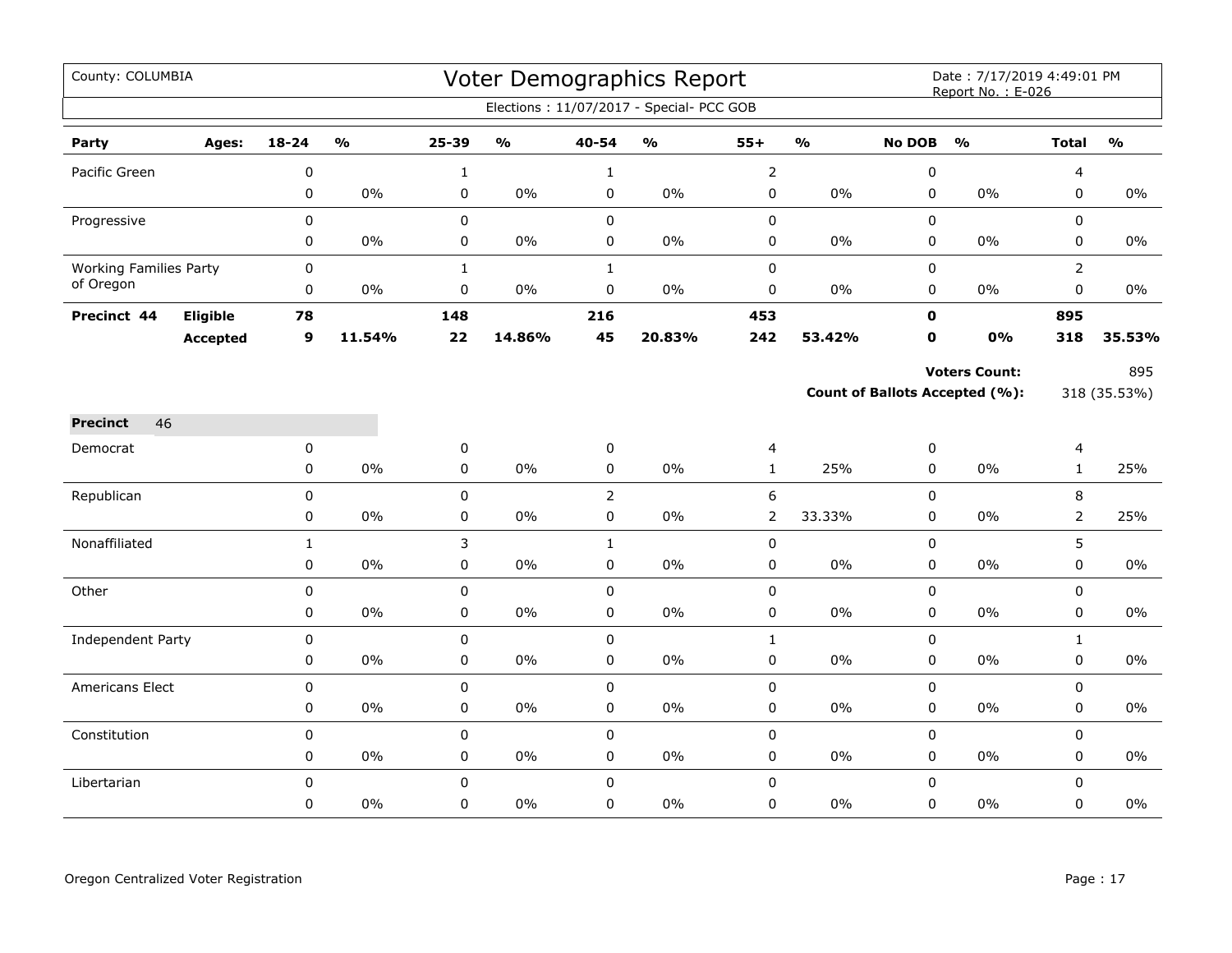County: COLUMBIA

# Voter Demographics Report

Date : 7/17/2019 4:49:01 PM
Report No. : E-026

Elections : 11/07/2017 - Special- PCC GOB

| Party | Ages: | 18-24 | % | 25-39 | % | 40-54 | % | 55+ | % | No DOB | % | Total | % |
|---|---|---|---|---|---|---|---|---|---|---|---|---|---|
| Pacific Green | | 0 | | 1 | | 1 | | 2 | | 0 | | 4 | |
| | | 0 | 0% | 0 | 0% | 0 | 0% | 0 | 0% | 0 | 0% | 0 | 0% |
| Progressive | | 0 | | 0 | | 0 | | 0 | | 0 | | 0 | |
| | | 0 | 0% | 0 | 0% | 0 | 0% | 0 | 0% | 0 | 0% | 0 | 0% |
| Working Families Party of Oregon | | 0 | | 1 | | 1 | | 0 | | 0 | | 2 | |
| | | 0 | 0% | 0 | 0% | 0 | 0% | 0 | 0% | 0 | 0% | 0 | 0% |
| **Precinct 44** | **Eligible** | **78** | | **148** | | **216** | | **453** | | **0** | | **895** | |
| | **Accepted** | **9** | **11.54%** | **22** | **14.86%** | **45** | **20.83%** | **242** | **53.42%** | **0** | **0%** | **318** | **35.53%** |

**Voters Count:** 895

**Count of Ballots Accepted (%):** 318 (35.53%)

| Party | Ages: | 18-24 | % | 25-39 | % | 40-54 | % | 55+ | % | No DOB | % | Total | % |
|---|---|---|---|---|---|---|---|---|---|---|---|---|---|
| **Precinct** 46 | | | | | | | | | | | | | |
| Democrat | | 0 | | 0 | | 0 | | 4 | | 0 | | 4 | |
| | | 0 | 0% | 0 | 0% | 0 | 0% | 1 | 25% | 0 | 0% | 1 | 25% |
| Republican | | 0 | | 0 | | 2 | | 6 | | 0 | | 8 | |
| | | 0 | 0% | 0 | 0% | 0 | 0% | 2 | 33.33% | 0 | 0% | 2 | 25% |
| Nonaffiliated | | 1 | | 3 | | 1 | | 0 | | 0 | | 5 | |
| | | 0 | 0% | 0 | 0% | 0 | 0% | 0 | 0% | 0 | 0% | 0 | 0% |
| Other | | 0 | | 0 | | 0 | | 0 | | 0 | | 0 | |
| | | 0 | 0% | 0 | 0% | 0 | 0% | 0 | 0% | 0 | 0% | 0 | 0% |
| Independent Party | | 0 | | 0 | | 0 | | 1 | | 0 | | 1 | |
| | | 0 | 0% | 0 | 0% | 0 | 0% | 0 | 0% | 0 | 0% | 0 | 0% |
| Americans Elect | | 0 | | 0 | | 0 | | 0 | | 0 | | 0 | |
| | | 0 | 0% | 0 | 0% | 0 | 0% | 0 | 0% | 0 | 0% | 0 | 0% |
| Constitution | | 0 | | 0 | | 0 | | 0 | | 0 | | 0 | |
| | | 0 | 0% | 0 | 0% | 0 | 0% | 0 | 0% | 0 | 0% | 0 | 0% |
| Libertarian | | 0 | | 0 | | 0 | | 0 | | 0 | | 0 | |
| | | 0 | 0% | 0 | 0% | 0 | 0% | 0 | 0% | 0 | 0% | 0 | 0% |

Oregon Centralized Voter Registration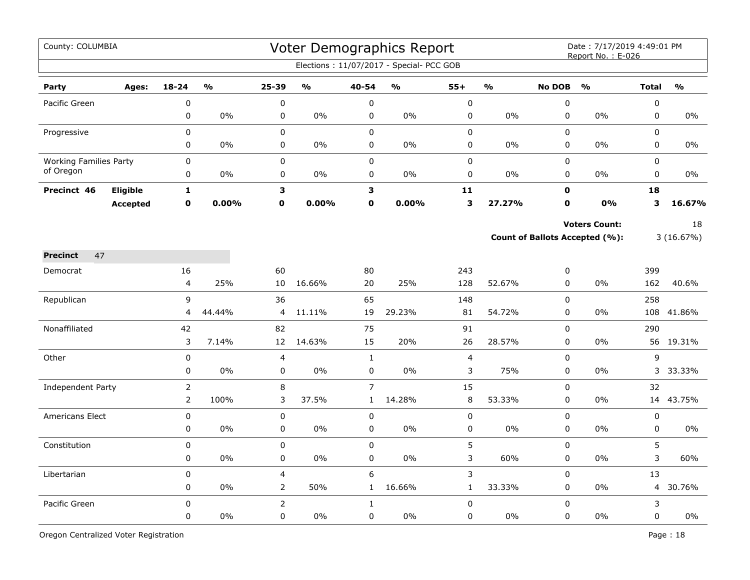# Voter Demographics Report

County: COLUMBIA

Date : 7/17/2019 4:49:01 PM
Report No. : E-026

Elections : 11/07/2017 - Special- PCC GOB

| Party | Ages: | 18-24 | % | 25-39 | % | 40-54 | % | 55+ | % | No DOB | % | Total | % |
|---|---|---|---|---|---|---|---|---|---|---|---|---|---|
| Pacific Green | | 0 | | 0 | | 0 | | 0 | | 0 | | 0 | |
| | | 0 | 0% | 0 | 0% | 0 | 0% | 0 | 0% | 0 | 0% | 0 | 0% |
| Progressive | | 0 | | 0 | | 0 | | 0 | | 0 | | 0 | |
| | | 0 | 0% | 0 | 0% | 0 | 0% | 0 | 0% | 0 | 0% | 0 | 0% |
| Working Families Party of Oregon | | 0 | | 0 | | 0 | | 0 | | 0 | | 0 | |
| | | 0 | 0% | 0 | 0% | 0 | 0% | 0 | 0% | 0 | 0% | 0 | 0% |
| **Precinct 46** | **Eligible** | **1** | | **3** | | **3** | | **11** | | **0** | | **18** | |
| | **Accepted** | **0** | **0.00%** | **0** | **0.00%** | **0** | **0.00%** | **3** | **27.27%** | **0** | **0%** | **3** | **16.67%** |

**Voters Count:** 18

**Count of Ballots Accepted (%):** 3 (16.67%)

**Precinct** 47

| Party | Ages: | 18-24 | % | 25-39 | % | 40-54 | % | 55+ | % | No DOB | % | Total | % |
|---|---|---|---|---|---|---|---|---|---|---|---|---|---|
| Democrat | | 16 | | 60 | | 80 | | 243 | | 0 | | 399 | |
| | | 4 | 25% | 10 | 16.66% | 20 | 25% | 128 | 52.67% | 0 | 0% | 162 | 40.6% |
| Republican | | 9 | | 36 | | 65 | | 148 | | 0 | | 258 | |
| | | 4 | 44.44% | 4 | 11.11% | 19 | 29.23% | 81 | 54.72% | 0 | 0% | 108 | 41.86% |
| Nonaffiliated | | 42 | | 82 | | 75 | | 91 | | 0 | | 290 | |
| | | 3 | 7.14% | 12 | 14.63% | 15 | 20% | 26 | 28.57% | 0 | 0% | 56 | 19.31% |
| Other | | 0 | | 4 | | 1 | | 4 | | 0 | | 9 | |
| | | 0 | 0% | 0 | 0% | 0 | 0% | 3 | 75% | 0 | 0% | 3 | 33.33% |
| Independent Party | | 2 | | 8 | | 7 | | 15 | | 0 | | 32 | |
| | | 2 | 100% | 3 | 37.5% | 1 | 14.28% | 8 | 53.33% | 0 | 0% | 14 | 43.75% |
| Americans Elect | | 0 | | 0 | | 0 | | 0 | | 0 | | 0 | |
| | | 0 | 0% | 0 | 0% | 0 | 0% | 0 | 0% | 0 | 0% | 0 | 0% |
| Constitution | | 0 | | 0 | | 0 | | 5 | | 0 | | 5 | |
| | | 0 | 0% | 0 | 0% | 0 | 0% | 3 | 60% | 0 | 0% | 3 | 60% |
| Libertarian | | 0 | | 4 | | 6 | | 3 | | 0 | | 13 | |
| | | 0 | 0% | 2 | 50% | 1 | 16.66% | 1 | 33.33% | 0 | 0% | 4 | 30.76% |
| Pacific Green | | 0 | | 2 | | 1 | | 0 | | 0 | | 3 | |
| | | 0 | 0% | 0 | 0% | 0 | 0% | 0 | 0% | 0 | 0% | 0 | 0% |

Oregon Centralized Voter Registration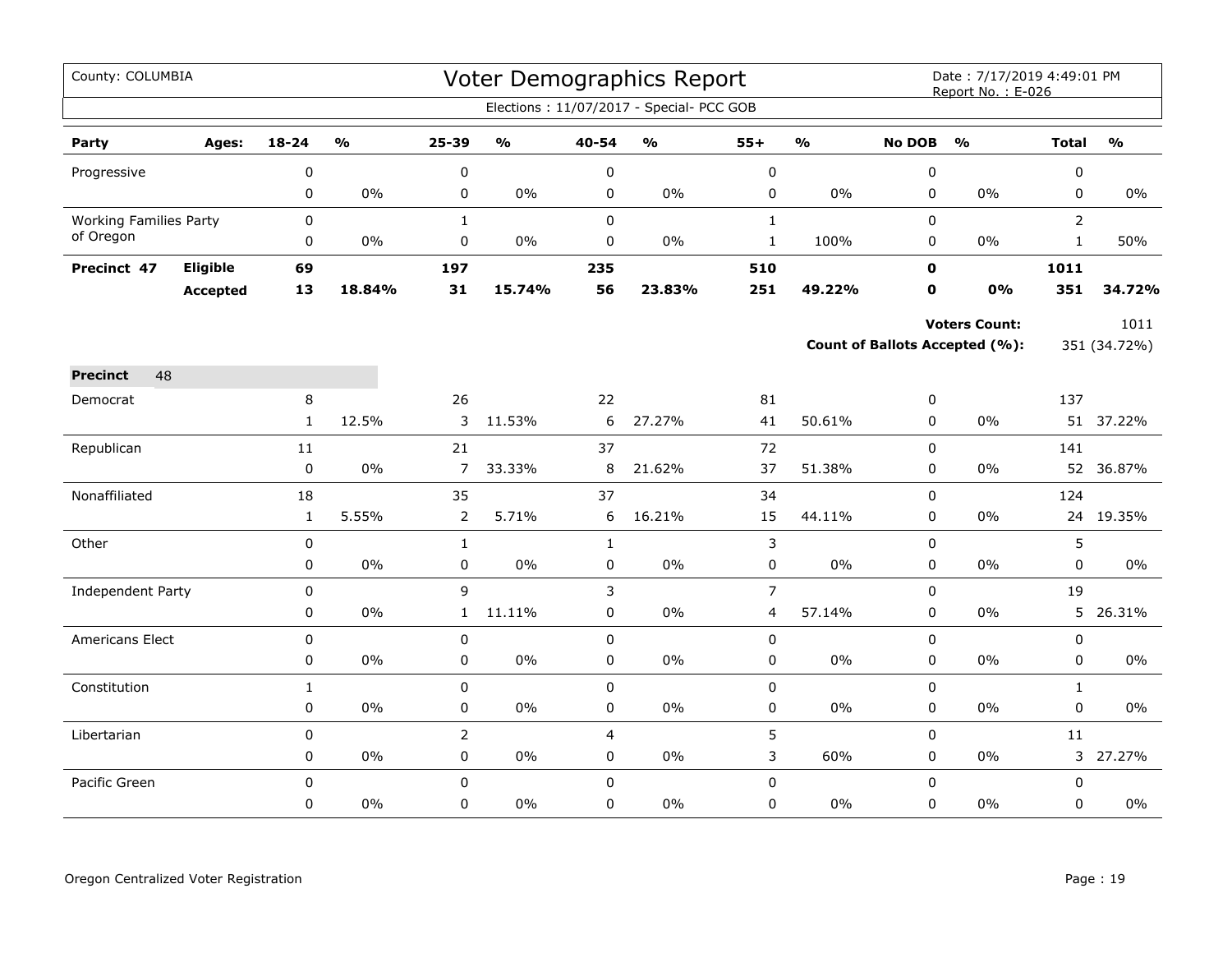County: COLUMBIA

# Voter Demographics Report

Date : 7/17/2019 4:49:01 PM
Report No. : E-026

Elections : 11/07/2017 - Special- PCC GOB

| Party | Ages: | 18-24 | % | 25-39 | % | 40-54 | % | 55+ | % | No DOB | % | Total | % |
|---|---|---|---|---|---|---|---|---|---|---|---|---|---|
| Progressive | | 0 | | 0 | | 0 | | 0 | | 0 | | 0 | |
| | | 0 | 0% | 0 | 0% | 0 | 0% | 0 | 0% | 0 | 0% | 0 | 0% |
| Working Families Party of Oregon | | 0 | | 1 | | 0 | | 1 | | 0 | | 2 | |
| | | 0 | 0% | 0 | 0% | 0 | 0% | 1 | 100% | 0 | 0% | 1 | 50% |
| **Precinct 47** | **Eligible** | **69** | | **197** | | **235** | | **510** | | **0** | | **1011** | |
| | **Accepted** | **13** | **18.84%** | **31** | **15.74%** | **56** | **23.83%** | **251** | **49.22%** | **0** | **0%** | **351** | **34.72%** |

**Voters Count:** 1011

**Count of Ballots Accepted (%):** 351 (34.72%)

**Precinct** 48

| Party | Ages: | 18-24 | % | 25-39 | % | 40-54 | % | 55+ | % | No DOB | % | Total | % |
|---|---|---|---|---|---|---|---|---|---|---|---|---|---|
| Democrat | | 8 | | 26 | | 22 | | 81 | | 0 | | 137 | |
| | | 1 | 12.5% | 3 | 11.53% | 6 | 27.27% | 41 | 50.61% | 0 | 0% | 51 | 37.22% |
| Republican | | 11 | | 21 | | 37 | | 72 | | 0 | | 141 | |
| | | 0 | 0% | 7 | 33.33% | 8 | 21.62% | 37 | 51.38% | 0 | 0% | 52 | 36.87% |
| Nonaffiliated | | 18 | | 35 | | 37 | | 34 | | 0 | | 124 | |
| | | 1 | 5.55% | 2 | 5.71% | 6 | 16.21% | 15 | 44.11% | 0 | 0% | 24 | 19.35% |
| Other | | 0 | | 1 | | 1 | | 3 | | 0 | | 5 | |
| | | 0 | 0% | 0 | 0% | 0 | 0% | 0 | 0% | 0 | 0% | 0 | 0% |
| Independent Party | | 0 | | 9 | | 3 | | 7 | | 0 | | 19 | |
| | | 0 | 0% | 1 | 11.11% | 0 | 0% | 4 | 57.14% | 0 | 0% | 5 | 26.31% |
| Americans Elect | | 0 | | 0 | | 0 | | 0 | | 0 | | 0 | |
| | | 0 | 0% | 0 | 0% | 0 | 0% | 0 | 0% | 0 | 0% | 0 | 0% |
| Constitution | | 1 | | 0 | | 0 | | 0 | | 0 | | 1 | |
| | | 0 | 0% | 0 | 0% | 0 | 0% | 0 | 0% | 0 | 0% | 0 | 0% |
| Libertarian | | 0 | | 2 | | 4 | | 5 | | 0 | | 11 | |
| | | 0 | 0% | 0 | 0% | 0 | 0% | 3 | 60% | 0 | 0% | 3 | 27.27% |
| Pacific Green | | 0 | | 0 | | 0 | | 0 | | 0 | | 0 | |
| | | 0 | 0% | 0 | 0% | 0 | 0% | 0 | 0% | 0 | 0% | 0 | 0% |

Oregon Centralized Voter Registration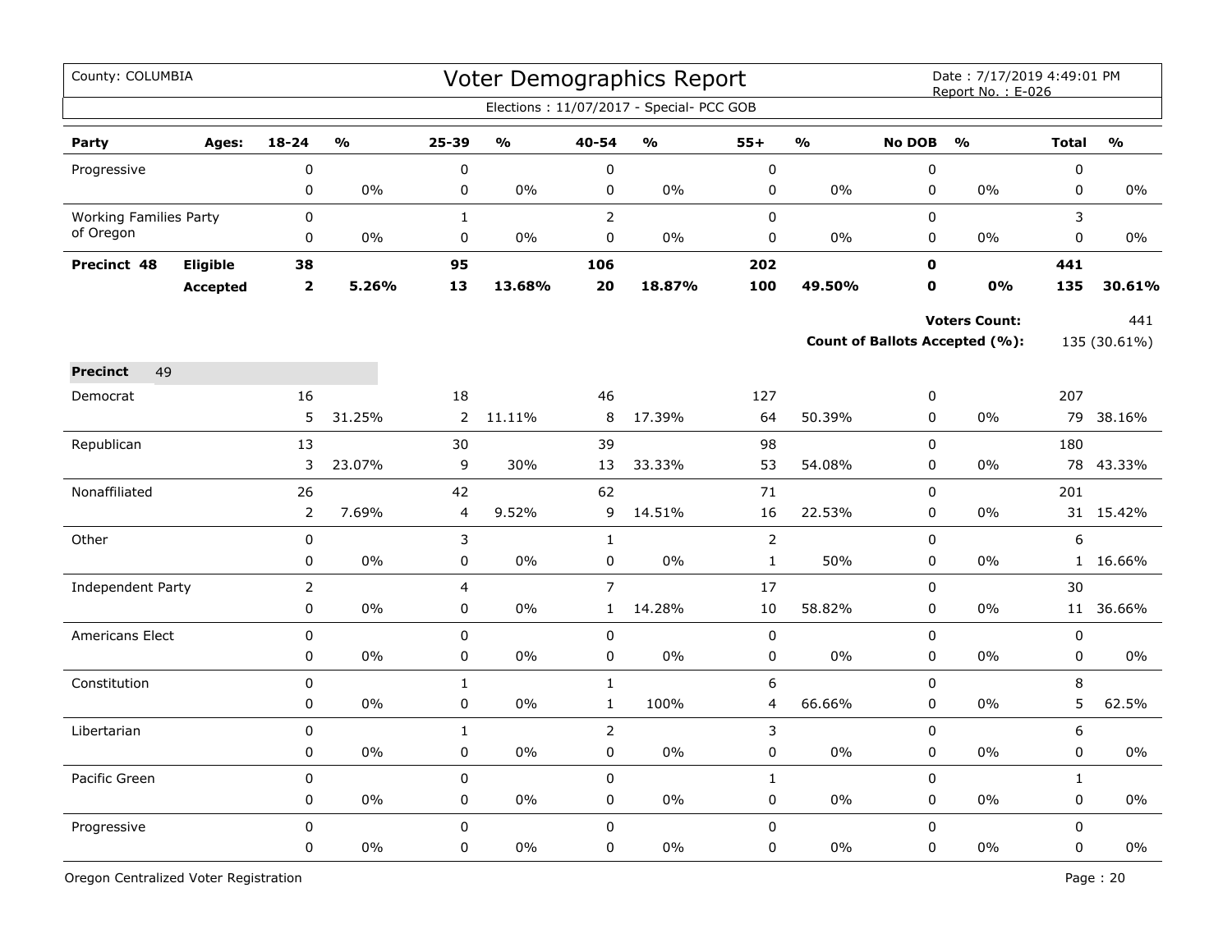County: COLUMBIA

# Voter Demographics Report

Date : 7/17/2019 4:49:01 PM
Report No. : E-026

Elections : 11/07/2017 - Special- PCC GOB

| Party | Ages: | 18-24 | % | 25-39 | % | 40-54 | % | 55+ | % | No DOB | % | Total | % |
|---|---|---|---|---|---|---|---|---|---|---|---|---|---|
| Progressive | | 0 | | 0 | | 0 | | 0 | | 0 | | 0 | |
| | | 0 | 0% | 0 | 0% | 0 | 0% | 0 | 0% | 0 | 0% | 0 | 0% |
| Working Families Party of Oregon | | 0 | | 1 | | 2 | | 0 | | 0 | | 3 | |
| | | 0 | 0% | 0 | 0% | 0 | 0% | 0 | 0% | 0 | 0% | 0 | 0% |
| **Precinct 48** | **Eligible** | **38** | | **95** | | **106** | | **202** | | **0** | | **441** | |
| | **Accepted** | **2** | **5.26%** | **13** | **13.68%** | **20** | **18.87%** | **100** | **49.50%** | **0** | **0%** | **135** | **30.61%** |

**Voters Count:** 441

**Count of Ballots Accepted (%):** 135 (30.61%)

**Precinct** 49

| Party | 18-24 | % | 25-39 | % | 40-54 | % | 55+ | % | No DOB | % | Total | % |
|---|---|---|---|---|---|---|---|---|---|---|---|---|
| Democrat | 16 | | 18 | | 46 | | 127 | | 0 | | 207 | |
| | 5 | 31.25% | 2 | 11.11% | 8 | 17.39% | 64 | 50.39% | 0 | 0% | 79 | 38.16% |
| Republican | 13 | | 30 | | 39 | | 98 | | 0 | | 180 | |
| | 3 | 23.07% | 9 | 30% | 13 | 33.33% | 53 | 54.08% | 0 | 0% | 78 | 43.33% |
| Nonaffiliated | 26 | | 42 | | 62 | | 71 | | 0 | | 201 | |
| | 2 | 7.69% | 4 | 9.52% | 9 | 14.51% | 16 | 22.53% | 0 | 0% | 31 | 15.42% |
| Other | 0 | | 3 | | 1 | | 2 | | 0 | | 6 | |
| | 0 | 0% | 0 | 0% | 0 | 0% | 1 | 50% | 0 | 0% | 1 | 16.66% |
| Independent Party | 2 | | 4 | | 7 | | 17 | | 0 | | 30 | |
| | 0 | 0% | 0 | 0% | 1 | 14.28% | 10 | 58.82% | 0 | 0% | 11 | 36.66% |
| Americans Elect | 0 | | 0 | | 0 | | 0 | | 0 | | 0 | |
| | 0 | 0% | 0 | 0% | 0 | 0% | 0 | 0% | 0 | 0% | 0 | 0% |
| Constitution | 0 | | 1 | | 1 | | 6 | | 0 | | 8 | |
| | 0 | 0% | 0 | 0% | 1 | 100% | 4 | 66.66% | 0 | 0% | 5 | 62.5% |
| Libertarian | 0 | | 1 | | 2 | | 3 | | 0 | | 6 | |
| | 0 | 0% | 0 | 0% | 0 | 0% | 0 | 0% | 0 | 0% | 0 | 0% |
| Pacific Green | 0 | | 0 | | 0 | | 1 | | 0 | | 1 | |
| | 0 | 0% | 0 | 0% | 0 | 0% | 0 | 0% | 0 | 0% | 0 | 0% |
| Progressive | 0 | | 0 | | 0 | | 0 | | 0 | | 0 | |
| | 0 | 0% | 0 | 0% | 0 | 0% | 0 | 0% | 0 | 0% | 0 | 0% |

Oregon Centralized Voter Registration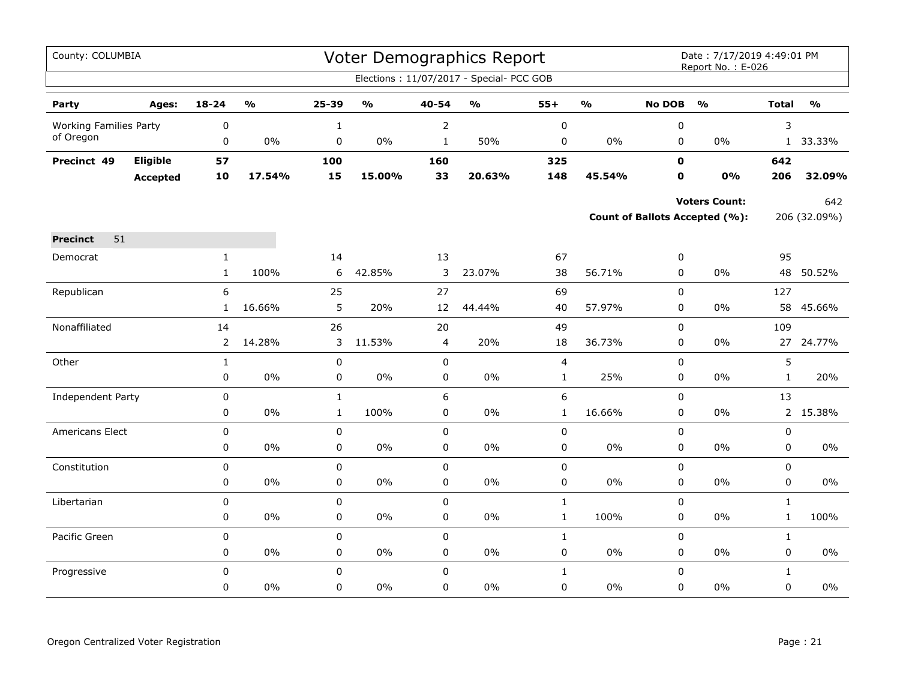County: COLUMBIA

# Voter Demographics Report

Date : 7/17/2019 4:49:01 PM
Report No. : E-026

Elections : 11/07/2017 - Special- PCC GOB

| Party | Ages: | 18-24 | % | 25-39 | % | 40-54 | % | 55+ | % | No DOB | % | Total | % |
|---|---|---|---|---|---|---|---|---|---|---|---|---|---|
| Working Families Party of Oregon | | 0 | | 1 | | 2 | | 0 | | 0 | | 3 | |
| | | 0 | 0% | 0 | 0% | 1 | 50% | 0 | 0% | 0 | 0% | 1 | 33.33% |
| **Precinct 49** | **Eligible** | **57** | | **100** | | **160** | | **325** | | **0** | | **642** | |
| | **Accepted** | **10** | **17.54%** | **15** | **15.00%** | **33** | **20.63%** | **148** | **45.54%** | **0** | **0%** | **206** | **32.09%** |

**Voters Count:** 642

**Count of Ballots Accepted (%):** 206 (32.09%)

**Precinct** 51

| Party | 18-24 | % | 25-39 | % | 40-54 | % | 55+ | % | No DOB | % | Total | % |
|---|---|---|---|---|---|---|---|---|---|---|---|---|
| Democrat | 1 | | 14 | | 13 | | 67 | | 0 | | 95 | |
| | 1 | 100% | 6 | 42.85% | 3 | 23.07% | 38 | 56.71% | 0 | 0% | 48 | 50.52% |
| Republican | 6 | | 25 | | 27 | | 69 | | 0 | | 127 | |
| | 1 | 16.66% | 5 | 20% | 12 | 44.44% | 40 | 57.97% | 0 | 0% | 58 | 45.66% |
| Nonaffiliated | 14 | | 26 | | 20 | | 49 | | 0 | | 109 | |
| | 2 | 14.28% | 3 | 11.53% | 4 | 20% | 18 | 36.73% | 0 | 0% | 27 | 24.77% |
| Other | 1 | | 0 | | 0 | | 4 | | 0 | | 5 | |
| | 0 | 0% | 0 | 0% | 0 | 0% | 1 | 25% | 0 | 0% | 1 | 20% |
| Independent Party | 0 | | 1 | | 6 | | 6 | | 0 | | 13 | |
| | 0 | 0% | 1 | 100% | 0 | 0% | 1 | 16.66% | 0 | 0% | 2 | 15.38% |
| Americans Elect | 0 | | 0 | | 0 | | 0 | | 0 | | 0 | |
| | 0 | 0% | 0 | 0% | 0 | 0% | 0 | 0% | 0 | 0% | 0 | 0% |
| Constitution | 0 | | 0 | | 0 | | 0 | | 0 | | 0 | |
| | 0 | 0% | 0 | 0% | 0 | 0% | 0 | 0% | 0 | 0% | 0 | 0% |
| Libertarian | 0 | | 0 | | 0 | | 1 | | 0 | | 1 | |
| | 0 | 0% | 0 | 0% | 0 | 0% | 1 | 100% | 0 | 0% | 1 | 100% |
| Pacific Green | 0 | | 0 | | 0 | | 1 | | 0 | | 1 | |
| | 0 | 0% | 0 | 0% | 0 | 0% | 0 | 0% | 0 | 0% | 0 | 0% |
| Progressive | 0 | | 0 | | 0 | | 1 | | 0 | | 1 | |
| | 0 | 0% | 0 | 0% | 0 | 0% | 0 | 0% | 0 | 0% | 0 | 0% |

Oregon Centralized Voter Registration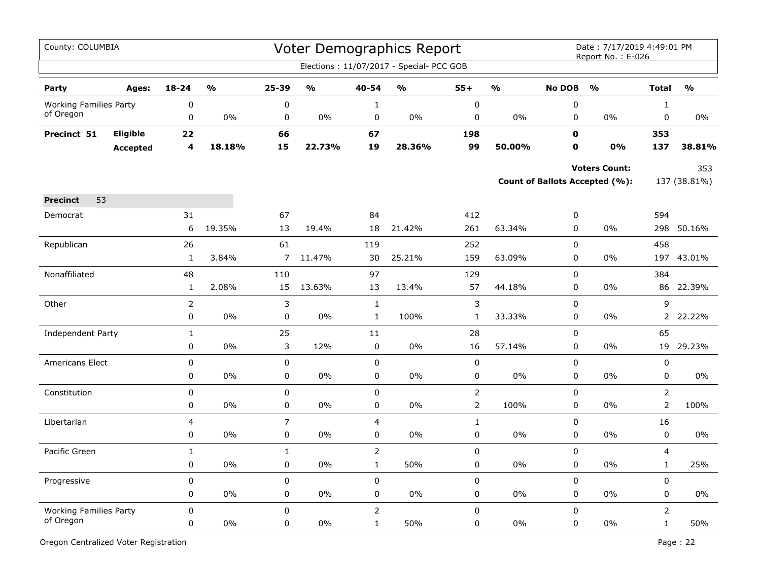County: COLUMBIA

# Voter Demographics Report

Date : 7/17/2019 4:49:01 PM
Report No. : E-026

Elections : 11/07/2017 - Special- PCC GOB

| Party | Ages: | 18-24 | % | 25-39 | % | 40-54 | % | 55+ | % | No DOB | % | Total | % |
|---|---|---|---|---|---|---|---|---|---|---|---|---|---|
| Working Families Party of Oregon | | 0 | | 0 | | 1 | | 0 | | 0 | | 1 | |
| | | 0 | 0% | 0 | 0% | 0 | 0% | 0 | 0% | 0 | 0% | 0 | 0% |
| **Precinct 51** | **Eligible** | **22** | | **66** | | **67** | | **198** | | **0** | | **353** | |
| | **Accepted** | **4** | **18.18%** | **15** | **22.73%** | **19** | **28.36%** | **99** | **50.00%** | **0** | **0%** | **137** | **38.81%** |

**Voters Count:** 353

**Count of Ballots Accepted (%):** 137 (38.81%)

**Precinct** 53

| Party | 18-24 | % | 25-39 | % | 40-54 | % | 55+ | % | No DOB | % | Total | % |
|---|---|---|---|---|---|---|---|---|---|---|---|---|
| Democrat | 31 | | 67 | | 84 | | 412 | | 0 | | 594 | |
| | 6 | 19.35% | 13 | 19.4% | 18 | 21.42% | 261 | 63.34% | 0 | 0% | 298 | 50.16% |
| Republican | 26 | | 61 | | 119 | | 252 | | 0 | | 458 | |
| | 1 | 3.84% | 7 | 11.47% | 30 | 25.21% | 159 | 63.09% | 0 | 0% | 197 | 43.01% |
| Nonaffiliated | 48 | | 110 | | 97 | | 129 | | 0 | | 384 | |
| | 1 | 2.08% | 15 | 13.63% | 13 | 13.4% | 57 | 44.18% | 0 | 0% | 86 | 22.39% |
| Other | 2 | | 3 | | 1 | | 3 | | 0 | | 9 | |
| | 0 | 0% | 0 | 0% | 1 | 100% | 1 | 33.33% | 0 | 0% | 2 | 22.22% |
| Independent Party | 1 | | 25 | | 11 | | 28 | | 0 | | 65 | |
| | 0 | 0% | 3 | 12% | 0 | 0% | 16 | 57.14% | 0 | 0% | 19 | 29.23% |
| Americans Elect | 0 | | 0 | | 0 | | 0 | | 0 | | 0 | |
| | 0 | 0% | 0 | 0% | 0 | 0% | 0 | 0% | 0 | 0% | 0 | 0% |
| Constitution | 0 | | 0 | | 0 | | 2 | | 0 | | 2 | |
| | 0 | 0% | 0 | 0% | 0 | 0% | 2 | 100% | 0 | 0% | 2 | 100% |
| Libertarian | 4 | | 7 | | 4 | | 1 | | 0 | | 16 | |
| | 0 | 0% | 0 | 0% | 0 | 0% | 0 | 0% | 0 | 0% | 0 | 0% |
| Pacific Green | 1 | | 1 | | 2 | | 0 | | 0 | | 4 | |
| | 0 | 0% | 0 | 0% | 1 | 50% | 0 | 0% | 0 | 0% | 1 | 25% |
| Progressive | 0 | | 0 | | 0 | | 0 | | 0 | | 0 | |
| | 0 | 0% | 0 | 0% | 0 | 0% | 0 | 0% | 0 | 0% | 0 | 0% |
| Working Families Party of Oregon | 0 | | 0 | | 2 | | 0 | | 0 | | 2 | |
| | 0 | 0% | 0 | 0% | 1 | 50% | 0 | 0% | 0 | 0% | 1 | 50% |

Oregon Centralized Voter Registration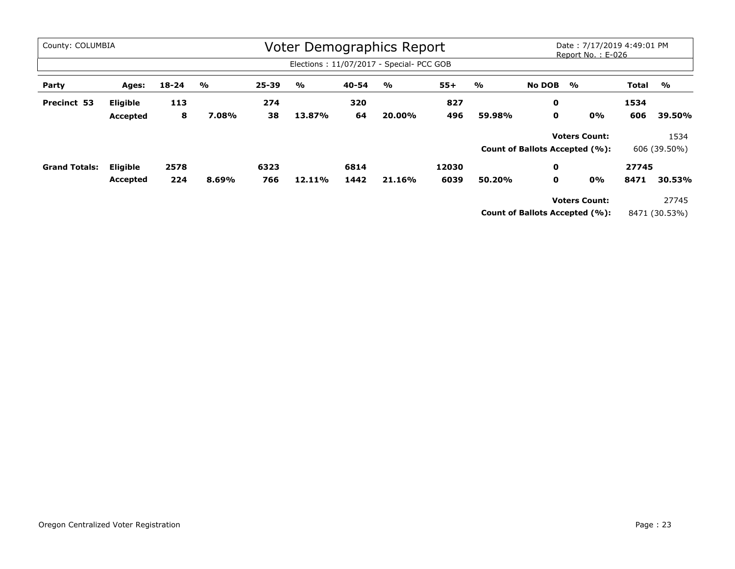County: COLUMBIA

# Voter Demographics Report

Date : 7/17/2019 4:49:01 PM
Report No. : E-026

Elections : 11/07/2017 - Special- PCC GOB

| Party | Ages: | 18-24 | % | 25-39 | % | 40-54 | % | 55+ | % | No DOB | % | Total | % |
|---|---|---|---|---|---|---|---|---|---|---|---|---|---|
| **Precinct 53** | **Eligible** | **113** | | **274** | | **320** | | **827** | | **0** | | **1534** | |
| | **Accepted** | **8** | **7.08%** | **38** | **13.87%** | **64** | **20.00%** | **496** | **59.98%** | **0** | **0%** | **606** | **39.50%** |
| | | | | | | | | | | | **Voters Count:** | | 1534 |
| | | | | | | | | | | | **Count of Ballots Accepted (%):** | | 606 (39.50%) |
| **Grand Totals:** | **Eligible** | **2578** | | **6323** | | **6814** | | **12030** | | **0** | | **27745** | |
| | **Accepted** | **224** | **8.69%** | **766** | **12.11%** | **1442** | **21.16%** | **6039** | **50.20%** | **0** | **0%** | **8471** | **30.53%** |
| | | | | | | | | | | | **Voters Count:** | | 27745 |
| | | | | | | | | | | | **Count of Ballots Accepted (%):** | | 8471 (30.53%) |

Oregon Centralized Voter Registration